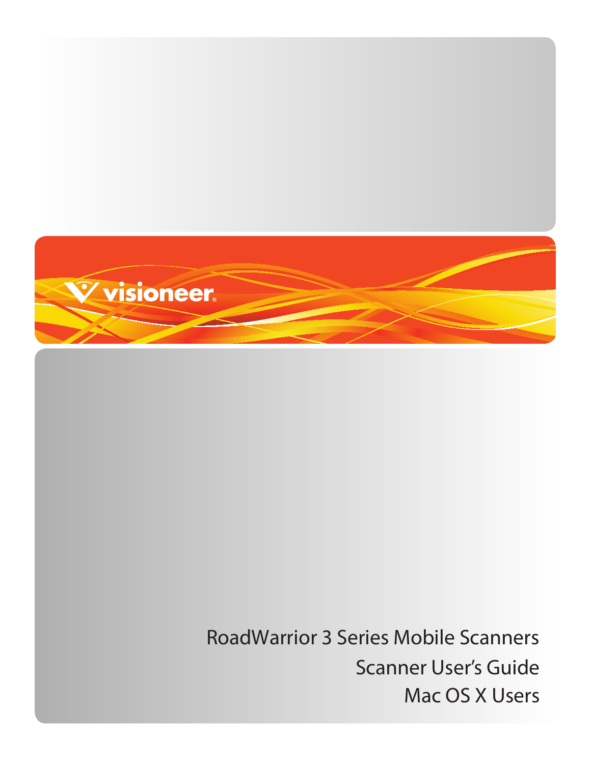visioneer

RoadWarrior 3 Series Mobile Scanners

Scanner User's Guide

Mac OS X Users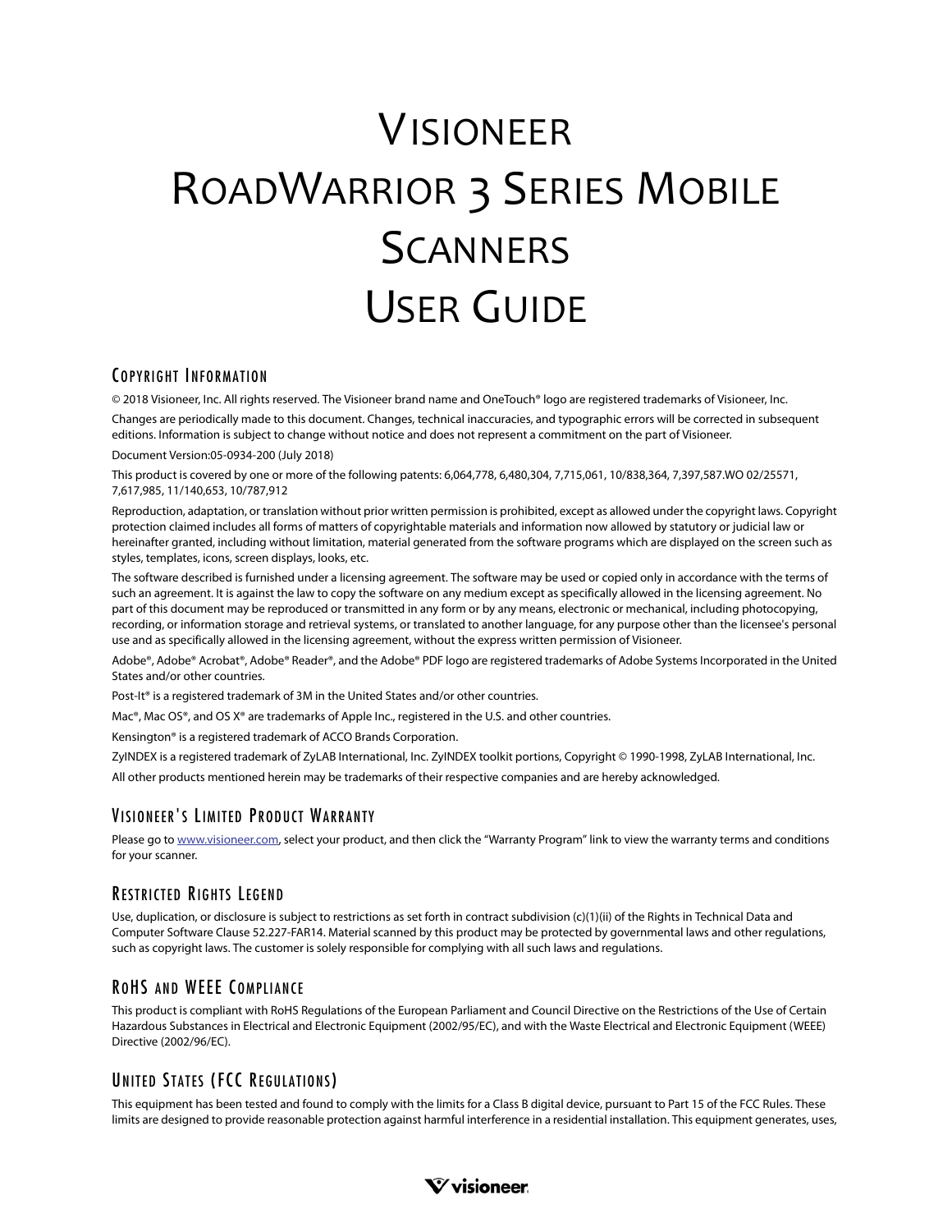# Visioneer RoadWarrior 3 Series Mobile Scanners User Guide

## Copyright Information

© 2018 Visioneer, Inc. All rights reserved. The Visioneer brand name and OneTouch® logo are registered trademarks of Visioneer, Inc.

Changes are periodically made to this document. Changes, technical inaccuracies, and typographic errors will be corrected in subsequent editions. Information is subject to change without notice and does not represent a commitment on the part of Visioneer.

Document Version:05-0934-200 (July 2018)

This product is covered by one or more of the following patents: 6,064,778, 6,480,304, 7,715,061, 10/838,364, 7,397,587.WO 02/25571, 7,617,985, 11/140,653, 10/787,912

Reproduction, adaptation, or translation without prior written permission is prohibited, except as allowed under the copyright laws. Copyright protection claimed includes all forms of matters of copyrightable materials and information now allowed by statutory or judicial law or hereinafter granted, including without limitation, material generated from the software programs which are displayed on the screen such as styles, templates, icons, screen displays, looks, etc.

The software described is furnished under a licensing agreement. The software may be used or copied only in accordance with the terms of such an agreement. It is against the law to copy the software on any medium except as specifically allowed in the licensing agreement. No part of this document may be reproduced or transmitted in any form or by any means, electronic or mechanical, including photocopying, recording, or information storage and retrieval systems, or translated to another language, for any purpose other than the licensee's personal use and as specifically allowed in the licensing agreement, without the express written permission of Visioneer.

Adobe®, Adobe® Acrobat®, Adobe® Reader®, and the Adobe® PDF logo are registered trademarks of Adobe Systems Incorporated in the United States and/or other countries.

Post-It® is a registered trademark of 3M in the United States and/or other countries.

Mac®, Mac OS®, and OS X® are trademarks of Apple Inc., registered in the U.S. and other countries.

Kensington® is a registered trademark of ACCO Brands Corporation.

ZyINDEX is a registered trademark of ZyLAB International, Inc. ZyINDEX toolkit portions, Copyright © 1990-1998, ZyLAB International, Inc.

All other products mentioned herein may be trademarks of their respective companies and are hereby acknowledged.

## Visioneer's Limited Product Warranty

Please go to www.visioneer.com, select your product, and then click the "Warranty Program" link to view the warranty terms and conditions for your scanner.

## Restricted Rights Legend

Use, duplication, or disclosure is subject to restrictions as set forth in contract subdivision (c)(1)(ii) of the Rights in Technical Data and Computer Software Clause 52.227-FAR14. Material scanned by this product may be protected by governmental laws and other regulations, such as copyright laws. The customer is solely responsible for complying with all such laws and regulations.

## RoHS and WEEE Compliance

This product is compliant with RoHS Regulations of the European Parliament and Council Directive on the Restrictions of the Use of Certain Hazardous Substances in Electrical and Electronic Equipment (2002/95/EC), and with the Waste Electrical and Electronic Equipment (WEEE) Directive (2002/96/EC).

## United States (FCC Regulations)

This equipment has been tested and found to comply with the limits for a Class B digital device, pursuant to Part 15 of the FCC Rules. These limits are designed to provide reasonable protection against harmful interference in a residential installation. This equipment generates, uses,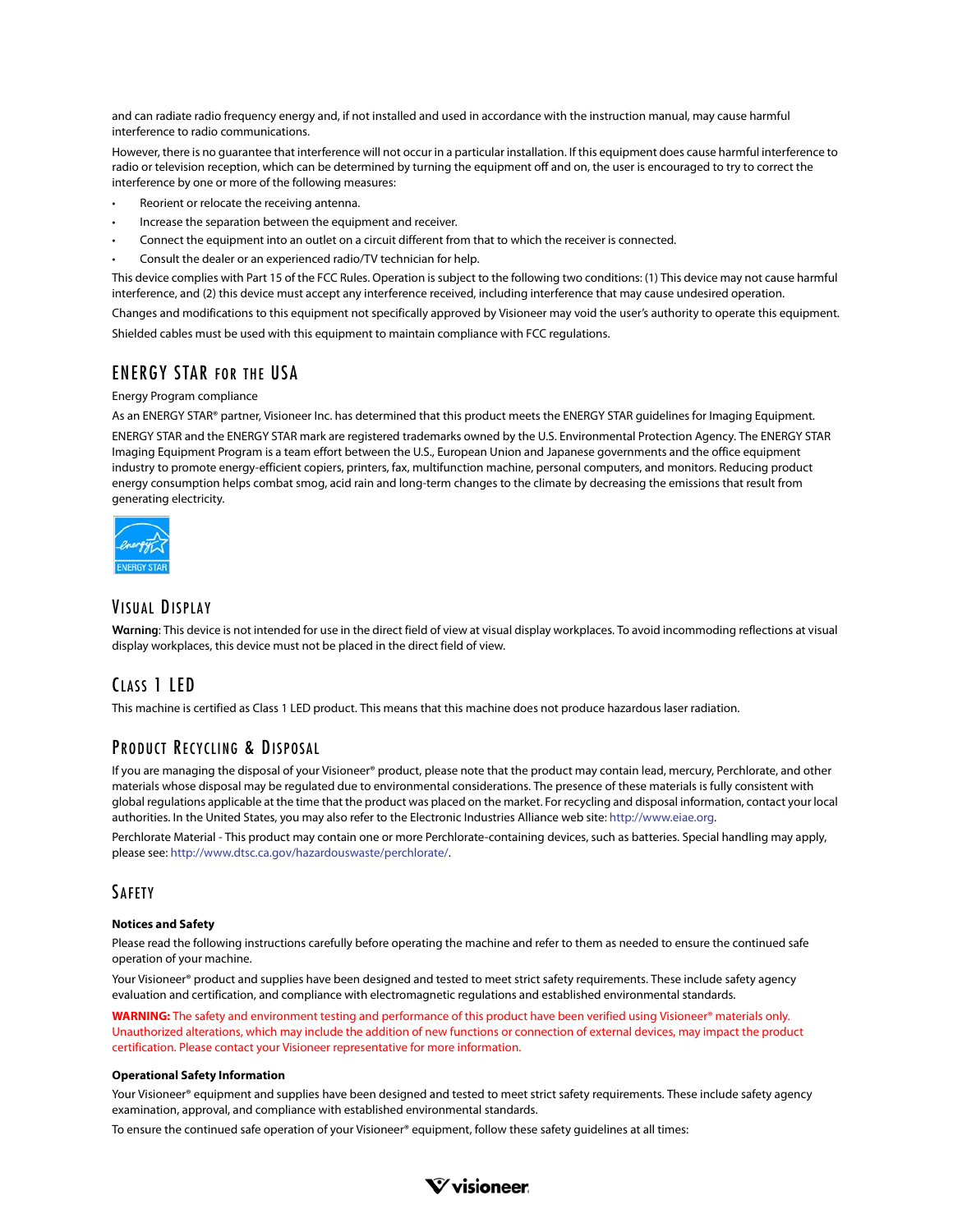and can radiate radio frequency energy and, if not installed and used in accordance with the instruction manual, may cause harmful interference to radio communications.

However, there is no guarantee that interference will not occur in a particular installation. If this equipment does cause harmful interference to radio or television reception, which can be determined by turning the equipment off and on, the user is encouraged to try to correct the interference by one or more of the following measures:

- Reorient or relocate the receiving antenna.
- Increase the separation between the equipment and receiver.
- Connect the equipment into an outlet on a circuit different from that to which the receiver is connected.
- Consult the dealer or an experienced radio/TV technician for help.

This device complies with Part 15 of the FCC Rules. Operation is subject to the following two conditions: (1) This device may not cause harmful interference, and (2) this device must accept any interference received, including interference that may cause undesired operation.

Changes and modifications to this equipment not specifically approved by Visioneer may void the user's authority to operate this equipment.

Shielded cables must be used with this equipment to maintain compliance with FCC regulations.

## ENERGY STAR for the USA

Energy Program compliance

As an ENERGY STAR® partner, Visioneer Inc. has determined that this product meets the ENERGY STAR guidelines for Imaging Equipment.

ENERGY STAR and the ENERGY STAR mark are registered trademarks owned by the U.S. Environmental Protection Agency. The ENERGY STAR Imaging Equipment Program is a team effort between the U.S., European Union and Japanese governments and the office equipment industry to promote energy-efficient copiers, printers, fax, multifunction machine, personal computers, and monitors. Reducing product energy consumption helps combat smog, acid rain and long-term changes to the climate by decreasing the emissions that result from generating electricity.

## Visual Display

**Warning**: This device is not intended for use in the direct field of view at visual display workplaces. To avoid incommoding reflections at visual display workplaces, this device must not be placed in the direct field of view.

## Class 1 LED

This machine is certified as Class 1 LED product. This means that this machine does not produce hazardous laser radiation.

## Product Recycling & Disposal

If you are managing the disposal of your Visioneer® product, please note that the product may contain lead, mercury, Perchlorate, and other materials whose disposal may be regulated due to environmental considerations. The presence of these materials is fully consistent with global regulations applicable at the time that the product was placed on the market. For recycling and disposal information, contact your local authorities. In the United States, you may also refer to the Electronic Industries Alliance web site: http://www.eiae.org.

Perchlorate Material - This product may contain one or more Perchlorate-containing devices, such as batteries. Special handling may apply, please see: http://www.dtsc.ca.gov/hazardouswaste/perchlorate/.

## Safety

### Notices and Safety

Please read the following instructions carefully before operating the machine and refer to them as needed to ensure the continued safe operation of your machine.

Your Visioneer® product and supplies have been designed and tested to meet strict safety requirements. These include safety agency evaluation and certification, and compliance with electromagnetic regulations and established environmental standards.

**WARNING:** The safety and environment testing and performance of this product have been verified using Visioneer® materials only. Unauthorized alterations, which may include the addition of new functions or connection of external devices, may impact the product certification. Please contact your Visioneer representative for more information.

### Operational Safety Information

Your Visioneer® equipment and supplies have been designed and tested to meet strict safety requirements. These include safety agency examination, approval, and compliance with established environmental standards.

To ensure the continued safe operation of your Visioneer® equipment, follow these safety guidelines at all times: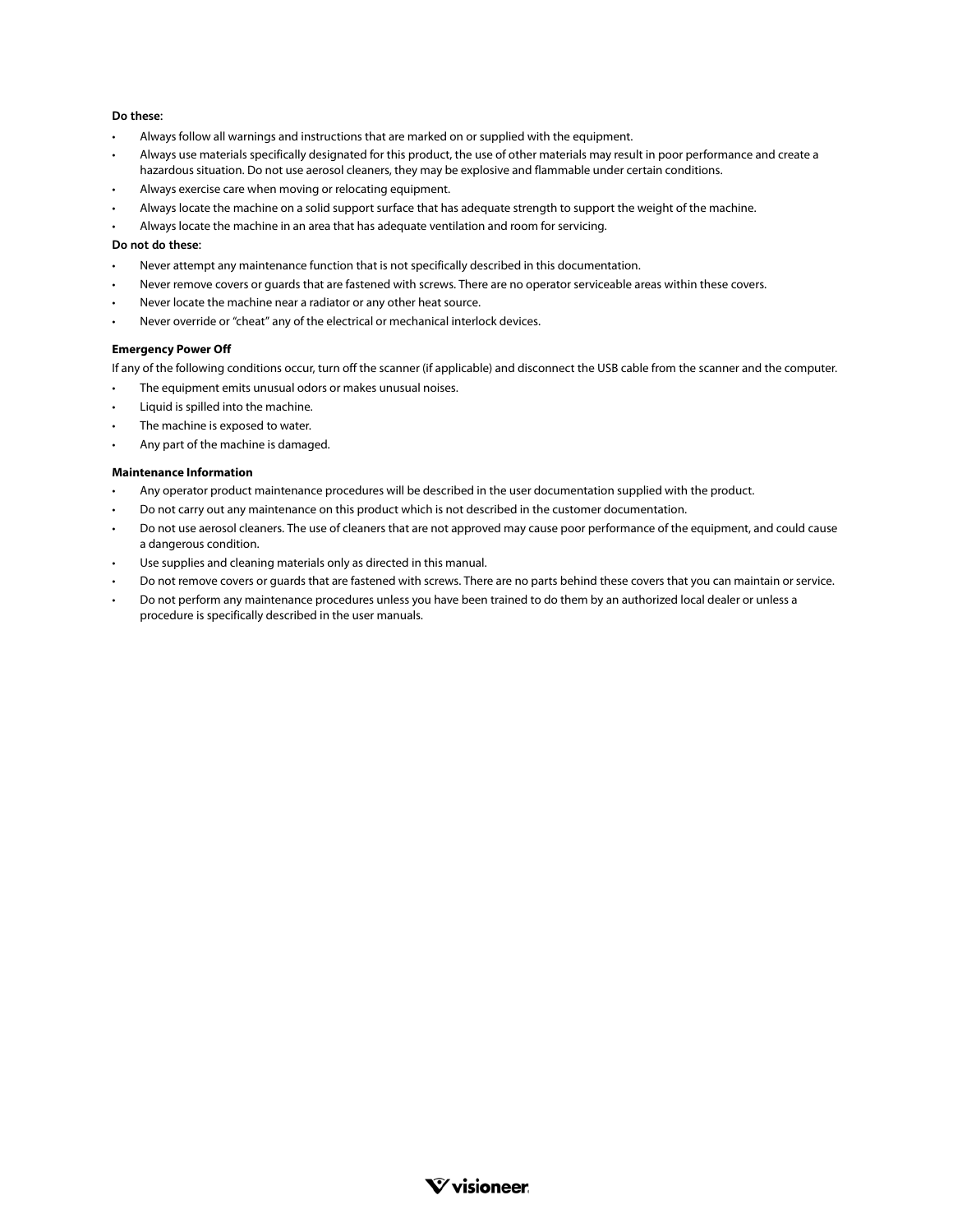**Do these:**

- Always follow all warnings and instructions that are marked on or supplied with the equipment.
- Always use materials specifically designated for this product, the use of other materials may result in poor performance and create a hazardous situation. Do not use aerosol cleaners, they may be explosive and flammable under certain conditions.
- Always exercise care when moving or relocating equipment.
- Always locate the machine on a solid support surface that has adequate strength to support the weight of the machine.
- Always locate the machine in an area that has adequate ventilation and room for servicing.

**Do not do these:**

- Never attempt any maintenance function that is not specifically described in this documentation.
- Never remove covers or guards that are fastened with screws. There are no operator serviceable areas within these covers.
- Never locate the machine near a radiator or any other heat source.
- Never override or "cheat" any of the electrical or mechanical interlock devices.

**Emergency Power Off**

If any of the following conditions occur, turn off the scanner (if applicable) and disconnect the USB cable from the scanner and the computer.

- The equipment emits unusual odors or makes unusual noises.
- Liquid is spilled into the machine.
- The machine is exposed to water.
- Any part of the machine is damaged.

**Maintenance Information**

- Any operator product maintenance procedures will be described in the user documentation supplied with the product.
- Do not carry out any maintenance on this product which is not described in the customer documentation.
- Do not use aerosol cleaners. The use of cleaners that are not approved may cause poor performance of the equipment, and could cause a dangerous condition.
- Use supplies and cleaning materials only as directed in this manual.
- Do not remove covers or guards that are fastened with screws. There are no parts behind these covers that you can maintain or service.
- Do not perform any maintenance procedures unless you have been trained to do them by an authorized local dealer or unless a procedure is specifically described in the user manuals.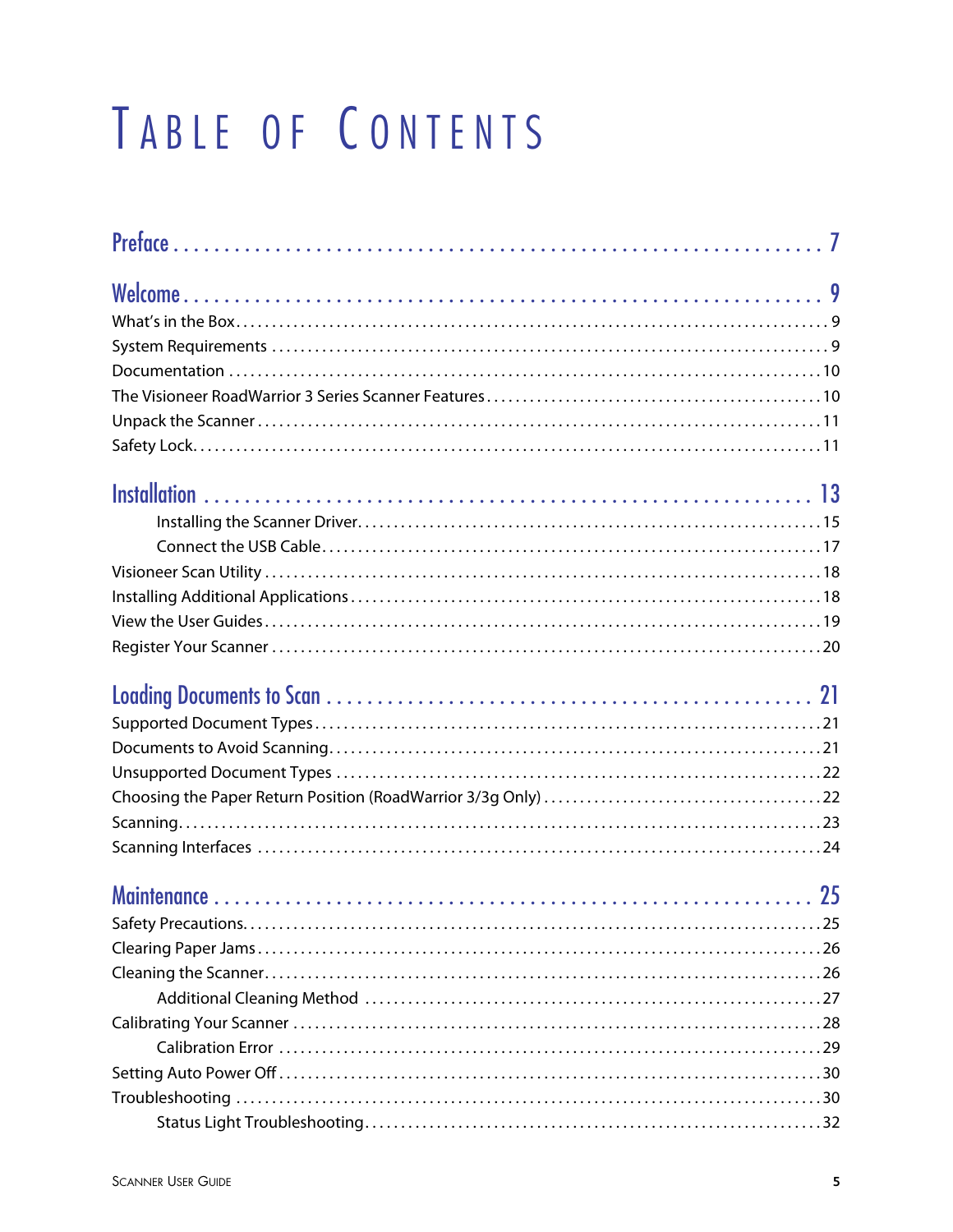# Table of Contents

**Preface . . . 7**

**Welcome . . . 9**

What's in the Box . . . 9
System Requirements . . . 9
Documentation . . . 10
The Visioneer RoadWarrior 3 Series Scanner Features . . . 10
Unpack the Scanner . . . 11
Safety Lock . . . 11

**Installation . . . 13**

- Installing the Scanner Driver . . . 15
- Connect the USB Cable . . . 17

Visioneer Scan Utility . . . 18
Installing Additional Applications . . . 18
View the User Guides . . . 19
Register Your Scanner . . . 20

**Loading Documents to Scan . . . 21**

Supported Document Types . . . 21
Documents to Avoid Scanning . . . 21
Unsupported Document Types . . . 22
Choosing the Paper Return Position (RoadWarrior 3/3g Only) . . . 22
Scanning . . . 23
Scanning Interfaces . . . 24

**Maintenance . . . 25**

Safety Precautions . . . 25
Clearing Paper Jams . . . 26
Cleaning the Scanner . . . 26

- Additional Cleaning Method . . . 27

Calibrating Your Scanner . . . 28

- Calibration Error . . . 29

Setting Auto Power Off . . . 30
Troubleshooting . . . 30

- Status Light Troubleshooting . . . 32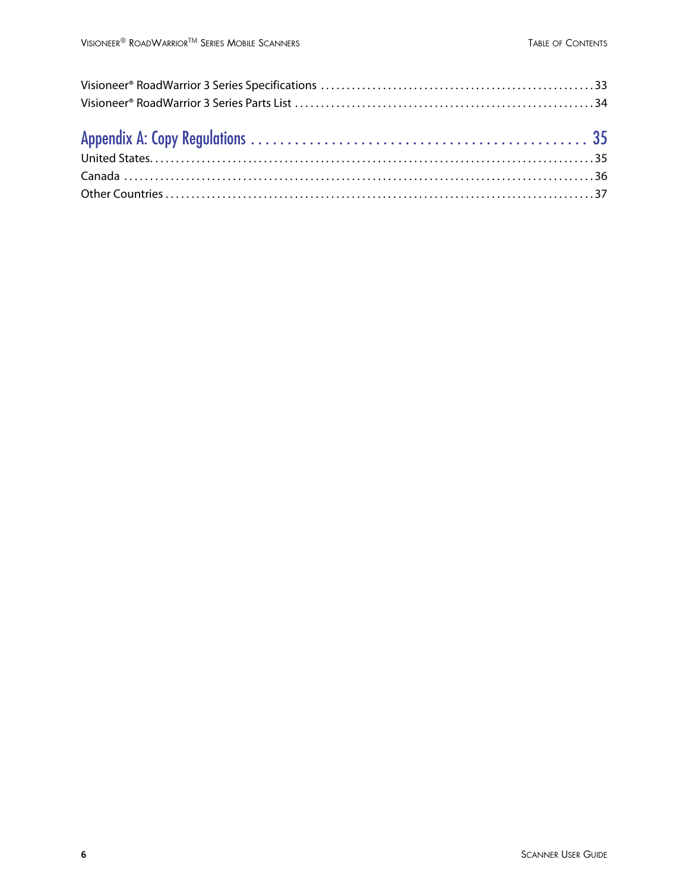Visioneer® RoadWarrior 3 Series Specifications . . . . . . . . . . . . . . . . . . . . . . . . . . . . . . . . . . . . . . . . . . . . . . . . . . . .33
Visioneer® RoadWarrior 3 Series Parts List . . . . . . . . . . . . . . . . . . . . . . . . . . . . . . . . . . . . . . . . . . . . . . . . . . . . . . . .34

## Appendix A: Copy Regulations . . . . . . . . . . . . . . . . . . . . . . . . . . . . . . . . . . . . . . . . . . . . 35

United States. . . . . . . . . . . . . . . . . . . . . . . . . . . . . . . . . . . . . . . . . . . . . . . . . . . . . . . . . . . . . . . . . . . . . . . . . . . . . . .35
Canada . . . . . . . . . . . . . . . . . . . . . . . . . . . . . . . . . . . . . . . . . . . . . . . . . . . . . . . . . . . . . . . . . . . . . . . . . . . . . . . . . . . . .36
Other Countries . . . . . . . . . . . . . . . . . . . . . . . . . . . . . . . . . . . . . . . . . . . . . . . . . . . . . . . . . . . . . . . . . . . . . . . . . . . . . .37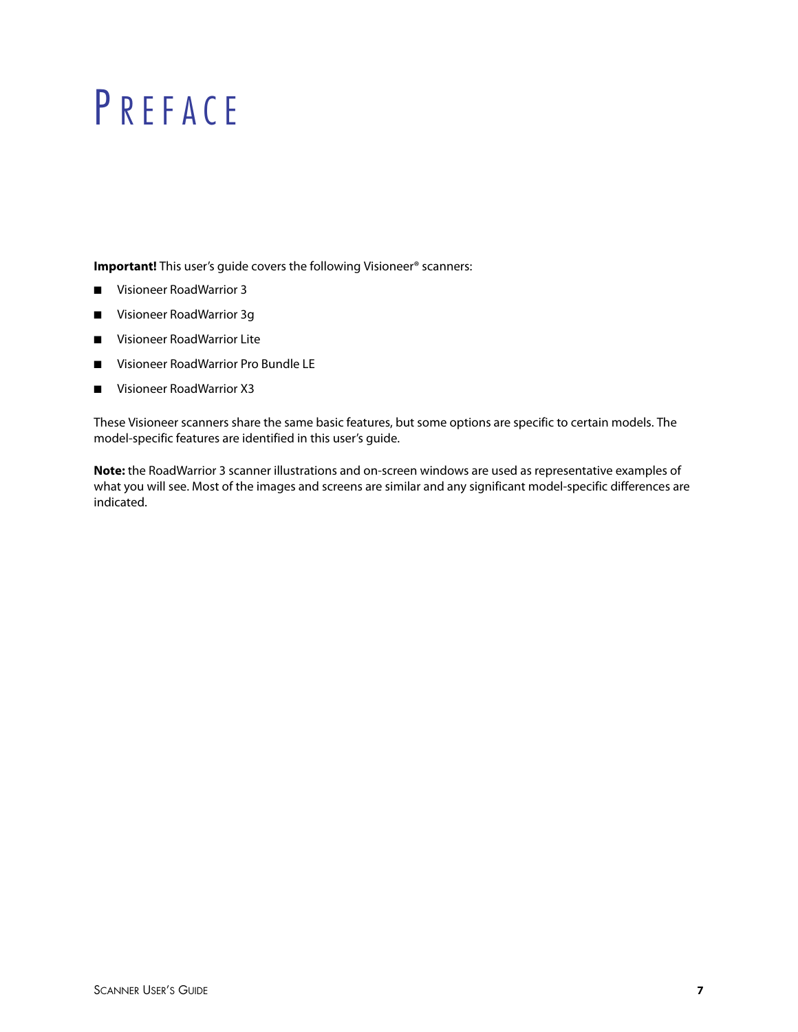# PREFACE

**Important!** This user's guide covers the following Visioneer® scanners:

- Visioneer RoadWarrior 3
- Visioneer RoadWarrior 3g
- Visioneer RoadWarrior Lite
- Visioneer RoadWarrior Pro Bundle LE
- Visioneer RoadWarrior X3

These Visioneer scanners share the same basic features, but some options are specific to certain models. The model-specific features are identified in this user's guide.

**Note:** the RoadWarrior 3 scanner illustrations and on-screen windows are used as representative examples of what you will see. Most of the images and screens are similar and any significant model-specific differences are indicated.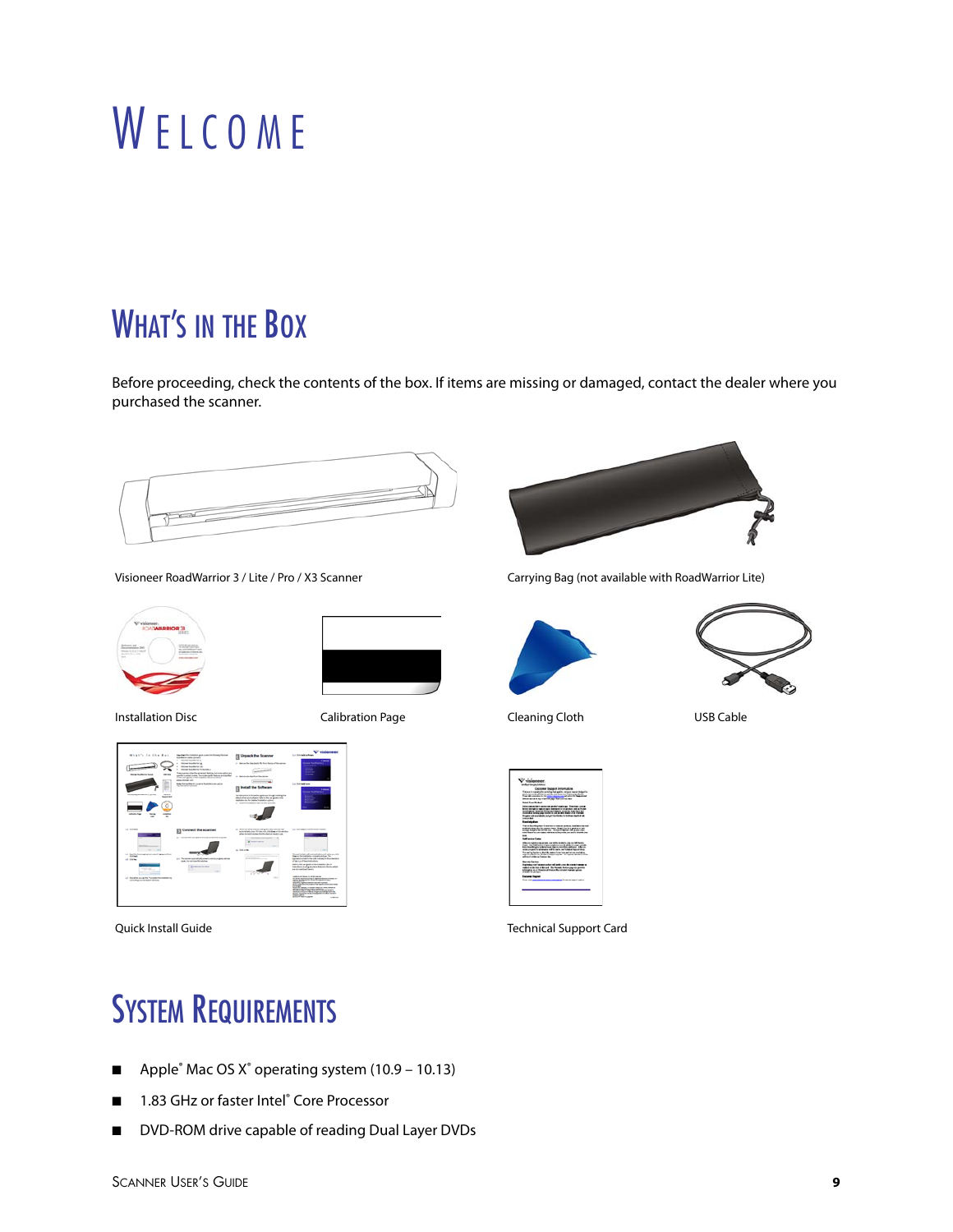# Welcome

## What's in the Box

Before proceeding, check the contents of the box. If items are missing or damaged, contact the dealer where you purchased the scanner.

Visioneer RoadWarrior 3 / Lite / Pro / X3 Scanner

Carrying Bag (not available with RoadWarrior Lite)

Installation Disc

Calibration Page

Cleaning Cloth

USB Cable

Quick Install Guide

Technical Support Card

## System Requirements

- Apple® Mac OS X® operating system (10.9 – 10.13)
- 1.83 GHz or faster Intel® Core Processor
- DVD-ROM drive capable of reading Dual Layer DVDs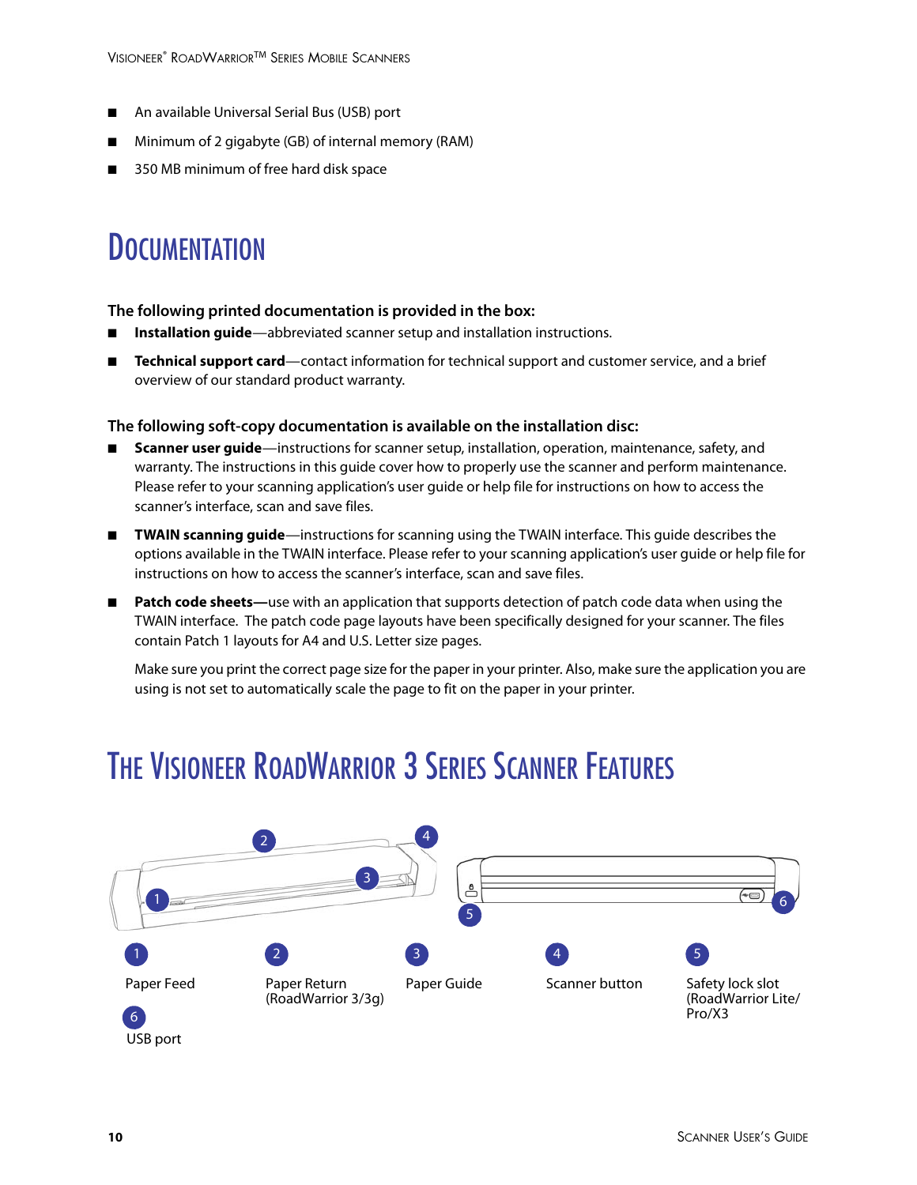- An available Universal Serial Bus (USB) port
- Minimum of 2 gigabyte (GB) of internal memory (RAM)
- 350 MB minimum of free hard disk space

# Documentation

**The following printed documentation is provided in the box:**

- **Installation guide**—abbreviated scanner setup and installation instructions.
- **Technical support card**—contact information for technical support and customer service, and a brief overview of our standard product warranty.

**The following soft-copy documentation is available on the installation disc:**

- **Scanner user guide**—instructions for scanner setup, installation, operation, maintenance, safety, and warranty. The instructions in this guide cover how to properly use the scanner and perform maintenance. Please refer to your scanning application's user guide or help file for instructions on how to access the scanner's interface, scan and save files.
- **TWAIN scanning guide**—instructions for scanning using the TWAIN interface. This guide describes the options available in the TWAIN interface. Please refer to your scanning application's user guide or help file for instructions on how to access the scanner's interface, scan and save files.
- **Patch code sheets—**use with an application that supports detection of patch code data when using the TWAIN interface. The patch code page layouts have been specifically designed for your scanner. The files contain Patch 1 layouts for A4 and U.S. Letter size pages.

  Make sure you print the correct page size for the paper in your printer. Also, make sure the application you are using is not set to automatically scale the page to fit on the paper in your printer.

# The Visioneer RoadWarrior 3 Series Scanner Features

1. Paper Feed
2. Paper Return (RoadWarrior 3/3g)
3. Paper Guide
4. Scanner button
5. Safety lock slot (RoadWarrior Lite/ Pro/X3
6. USB port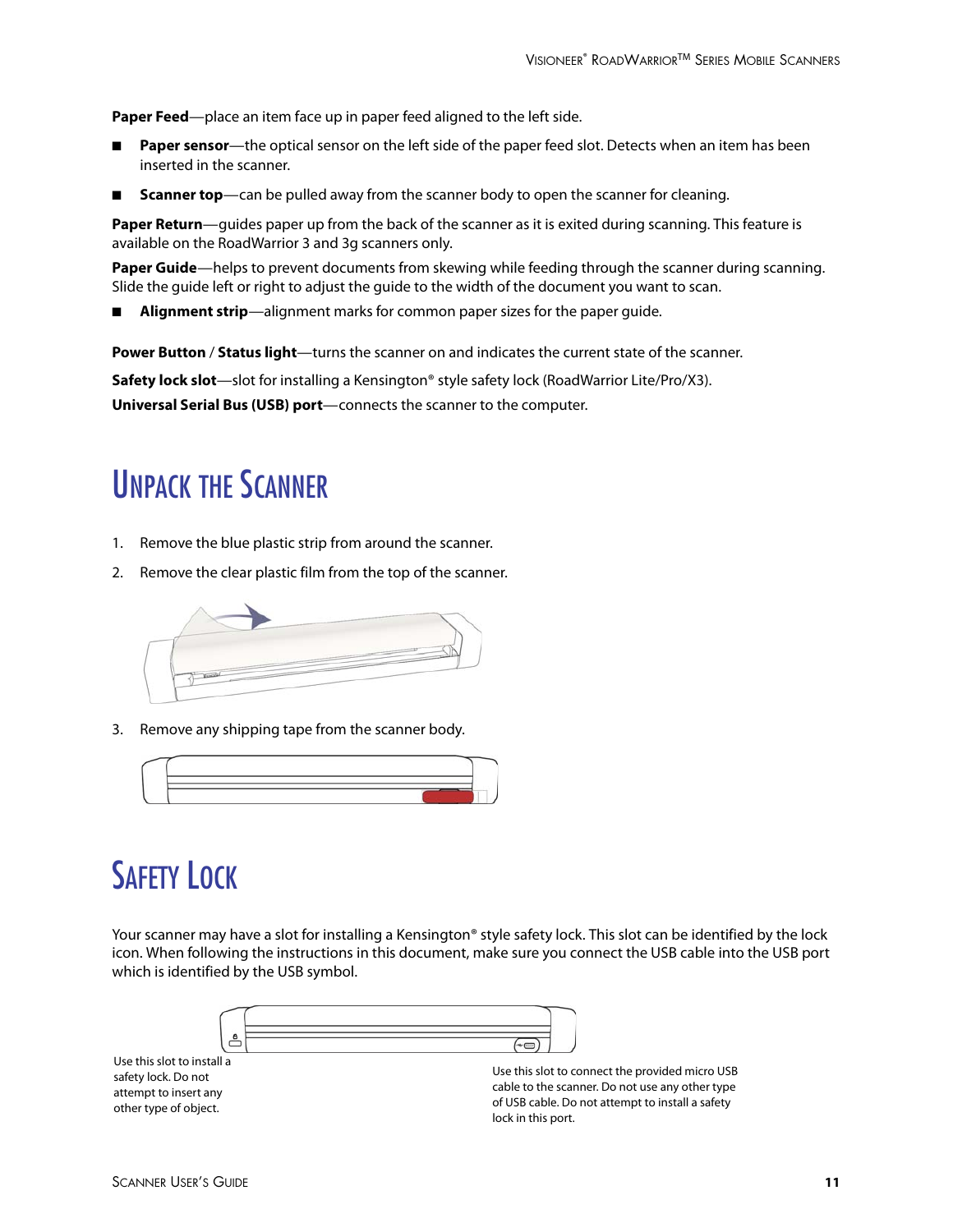**Paper Feed**—place an item face up in paper feed aligned to the left side.

- **Paper sensor**—the optical sensor on the left side of the paper feed slot. Detects when an item has been inserted in the scanner.
- **Scanner top**—can be pulled away from the scanner body to open the scanner for cleaning.

**Paper Return**—guides paper up from the back of the scanner as it is exited during scanning. This feature is available on the RoadWarrior 3 and 3g scanners only.

**Paper Guide**—helps to prevent documents from skewing while feeding through the scanner during scanning. Slide the guide left or right to adjust the guide to the width of the document you want to scan.

- **Alignment strip**—alignment marks for common paper sizes for the paper guide.

**Power Button** / **Status light**—turns the scanner on and indicates the current state of the scanner.

**Safety lock slot**—slot for installing a Kensington® style safety lock (RoadWarrior Lite/Pro/X3).

**Universal Serial Bus (USB) port**—connects the scanner to the computer.

# Unpack the Scanner

1. Remove the blue plastic strip from around the scanner.
2. Remove the clear plastic film from the top of the scanner.
3. Remove any shipping tape from the scanner body.

# Safety Lock

Your scanner may have a slot for installing a Kensington® style safety lock. This slot can be identified by the lock icon. When following the instructions in this document, make sure you connect the USB cable into the USB port which is identified by the USB symbol.

Use this slot to install a safety lock. Do not attempt to insert any other type of object.

Use this slot to connect the provided micro USB cable to the scanner. Do not use any other type of USB cable. Do not attempt to install a safety lock in this port.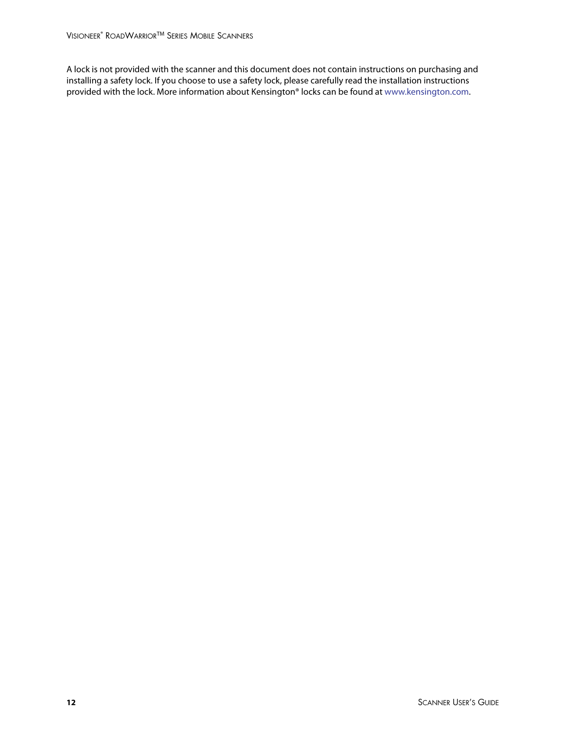A lock is not provided with the scanner and this document does not contain instructions on purchasing and installing a safety lock. If you choose to use a safety lock, please carefully read the installation instructions provided with the lock. More information about Kensington® locks can be found at www.kensington.com.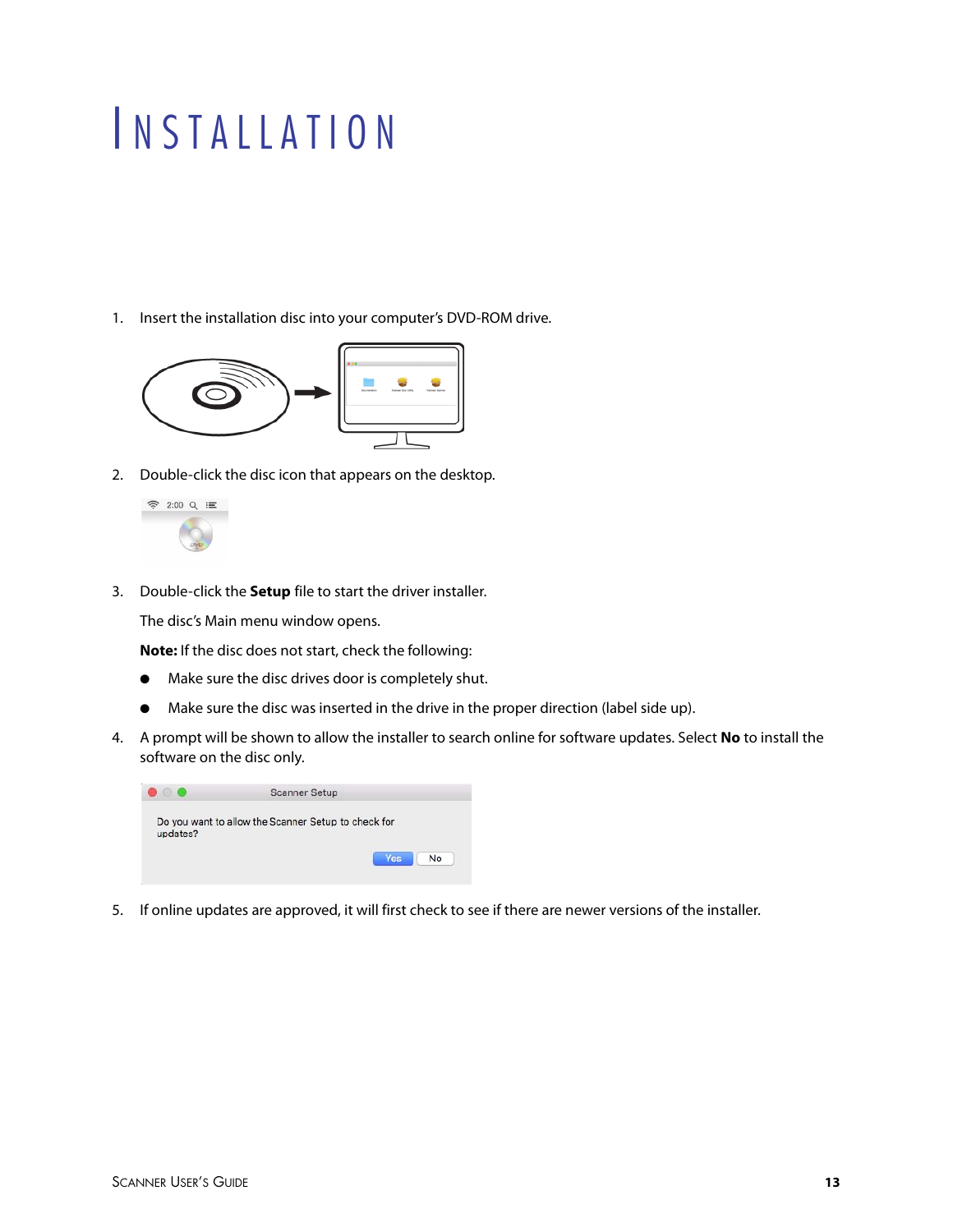# Installation

1. Insert the installation disc into your computer's DVD-ROM drive.

2. Double-click the disc icon that appears on the desktop.

3. Double-click the **Setup** file to start the driver installer.

   The disc's Main menu window opens.

   **Note:** If the disc does not start, check the following:

   - Make sure the disc drives door is completely shut.
   - Make sure the disc was inserted in the drive in the proper direction (label side up).

4. A prompt will be shown to allow the installer to search online for software updates. Select **No** to install the software on the disc only.

5. If online updates are approved, it will first check to see if there are newer versions of the installer.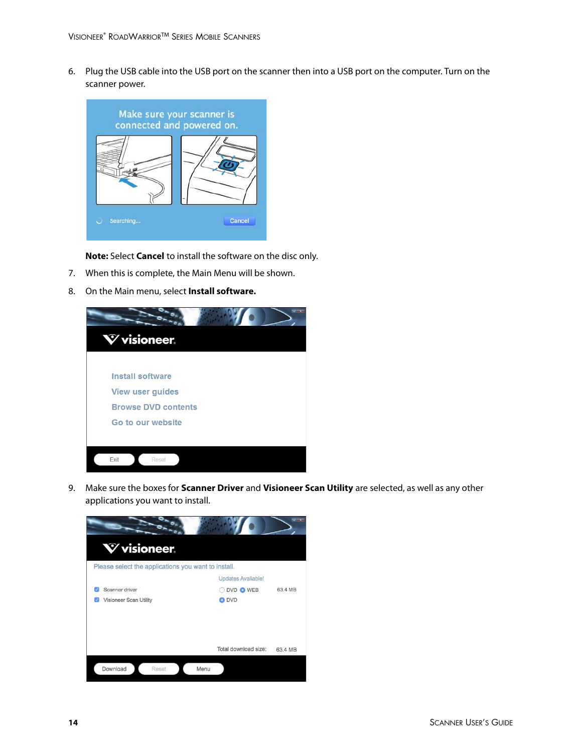6. Plug the USB cable into the USB port on the scanner then into a USB port on the computer. Turn on the scanner power.

   **Note:** Select **Cancel** to install the software on the disc only.

7. When this is complete, the Main Menu will be shown.
8. On the Main menu, select **Install software.**
9. Make sure the boxes for **Scanner Driver** and **Visioneer Scan Utility** are selected, as well as any other applications you want to install.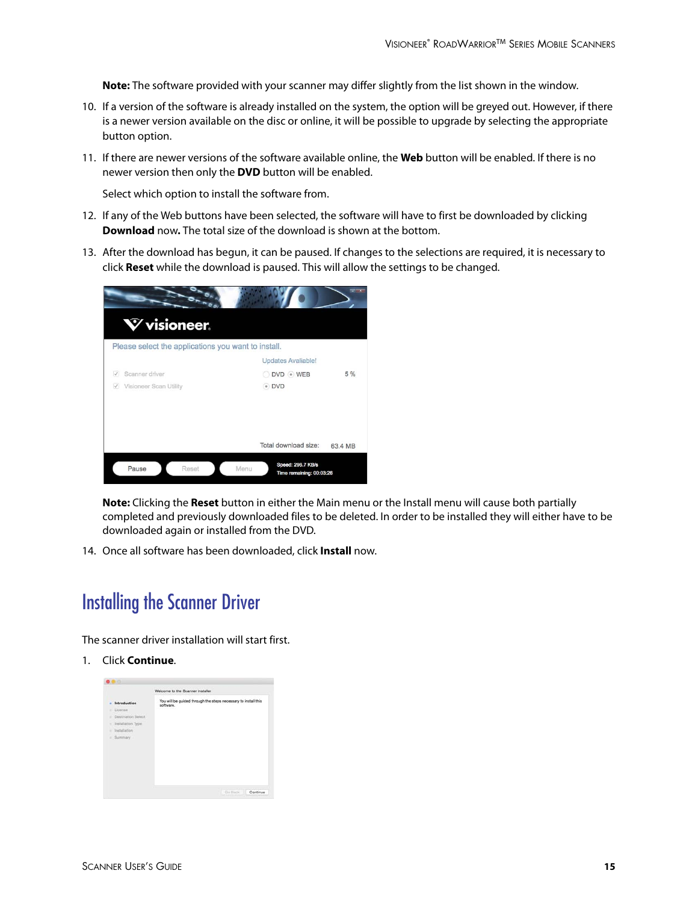**Note:** The software provided with your scanner may differ slightly from the list shown in the window.

10. If a version of the software is already installed on the system, the option will be greyed out. However, if there is a newer version available on the disc or online, it will be possible to upgrade by selecting the appropriate button option.
11. If there are newer versions of the software available online, the **Web** button will be enabled. If there is no newer version then only the **DVD** button will be enabled.

    Select which option to install the software from.
12. If any of the Web buttons have been selected, the software will have to first be downloaded by clicking **Download** now**.** The total size of the download is shown at the bottom.
13. After the download has begun, it can be paused. If changes to the selections are required, it is necessary to click **Reset** while the download is paused. This will allow the settings to be changed.

    **Note:** Clicking the **Reset** button in either the Main menu or the Install menu will cause both partially completed and previously downloaded files to be deleted. In order to be installed they will either have to be downloaded again or installed from the DVD.
14. Once all software has been downloaded, click **Install** now.

## Installing the Scanner Driver

The scanner driver installation will start first.

1. Click **Continue**.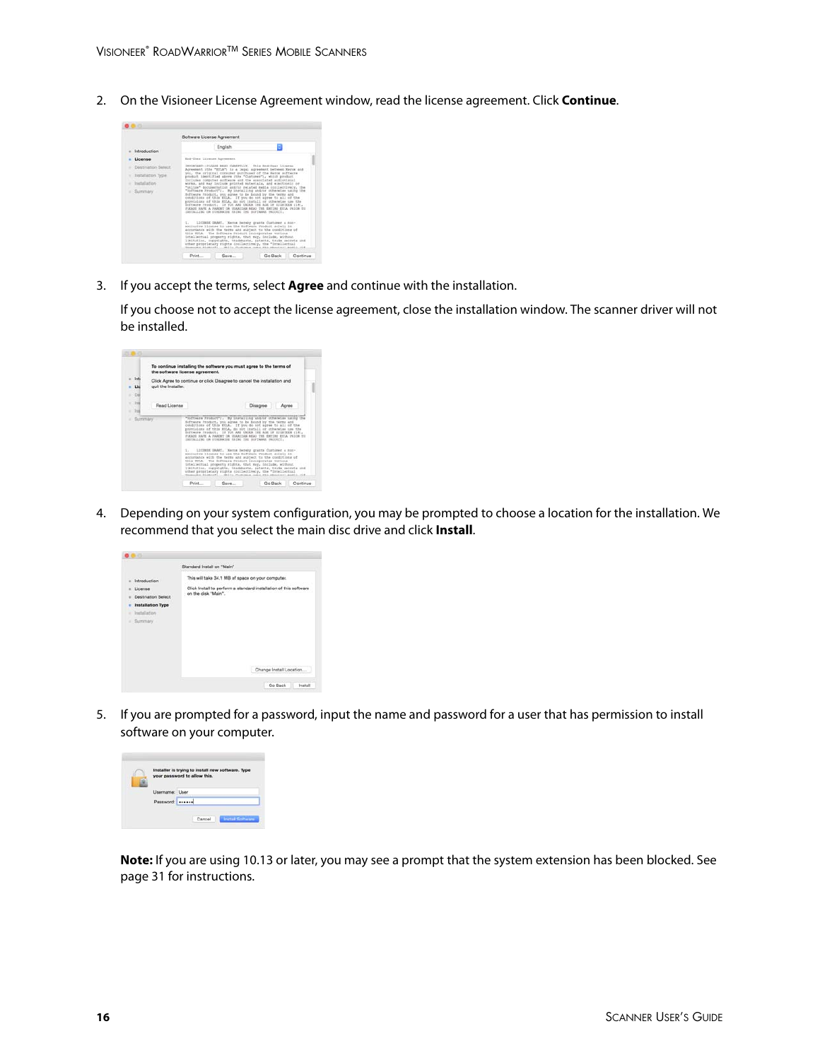2. On the Visioneer License Agreement window, read the license agreement. Click **Continue**.

3. If you accept the terms, select **Agree** and continue with the installation.

   If you choose not to accept the license agreement, close the installation window. The scanner driver will not be installed.

4. Depending on your system configuration, you may be prompted to choose a location for the installation. We recommend that you select the main disc drive and click **Install**.

5. If you are prompted for a password, input the name and password for a user that has permission to install software on your computer.

   **Note:** If you are using 10.13 or later, you may see a prompt that the system extension has been blocked. See page 31 for instructions.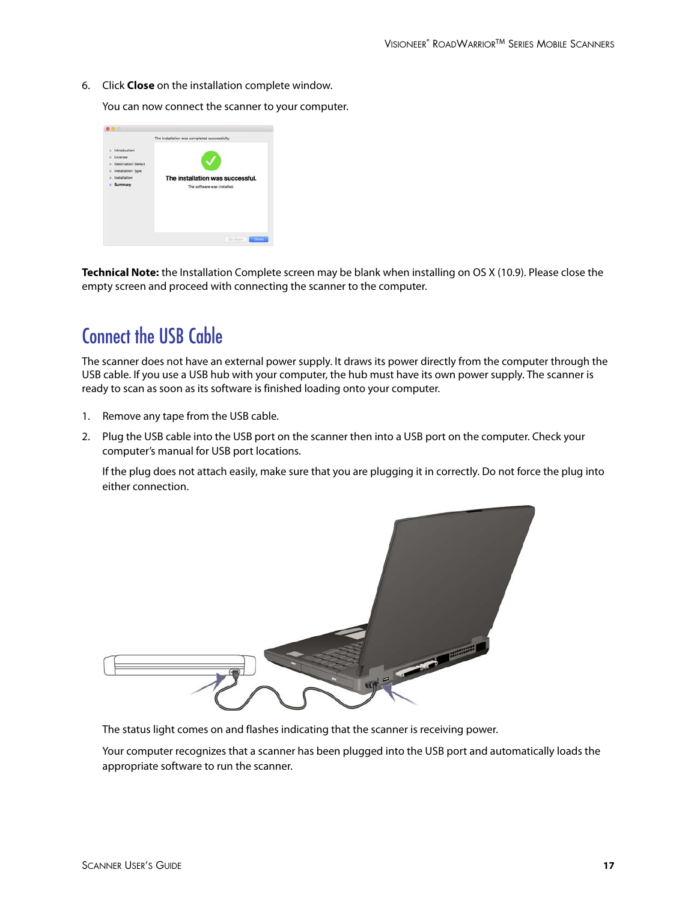6. Click **Close** on the installation complete window.

   You can now connect the scanner to your computer.

**Technical Note:** the Installation Complete screen may be blank when installing on OS X (10.9). Please close the empty screen and proceed with connecting the scanner to the computer.

## Connect the USB Cable

The scanner does not have an external power supply. It draws its power directly from the computer through the USB cable. If you use a USB hub with your computer, the hub must have its own power supply. The scanner is ready to scan as soon as its software is finished loading onto your computer.

1. Remove any tape from the USB cable.
2. Plug the USB cable into the USB port on the scanner then into a USB port on the computer. Check your computer's manual for USB port locations.

   If the plug does not attach easily, make sure that you are plugging it in correctly. Do not force the plug into either connection.

   The status light comes on and flashes indicating that the scanner is receiving power.

   Your computer recognizes that a scanner has been plugged into the USB port and automatically loads the appropriate software to run the scanner.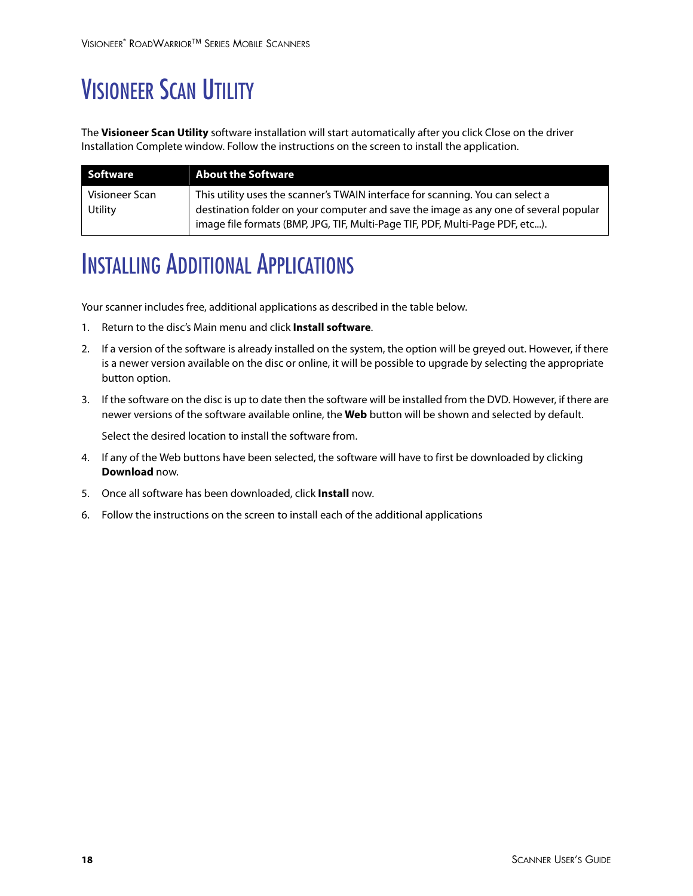# Visioneer Scan Utility

The **Visioneer Scan Utility** software installation will start automatically after you click Close on the driver Installation Complete window. Follow the instructions on the screen to install the application.

| Software | About the Software |
|---|---|
| Visioneer Scan Utility | This utility uses the scanner's TWAIN interface for scanning. You can select a destination folder on your computer and save the image as any one of several popular image file formats (BMP, JPG, TIF, Multi-Page TIF, PDF, Multi-Page PDF, etc...). |

# Installing Additional Applications

Your scanner includes free, additional applications as described in the table below.

1. Return to the disc's Main menu and click **Install software**.
2. If a version of the software is already installed on the system, the option will be greyed out. However, if there is a newer version available on the disc or online, it will be possible to upgrade by selecting the appropriate button option.
3. If the software on the disc is up to date then the software will be installed from the DVD. However, if there are newer versions of the software available online, the **Web** button will be shown and selected by default.

   Select the desired location to install the software from.
4. If any of the Web buttons have been selected, the software will have to first be downloaded by clicking **Download** now.
5. Once all software has been downloaded, click **Install** now.
6. Follow the instructions on the screen to install each of the additional applications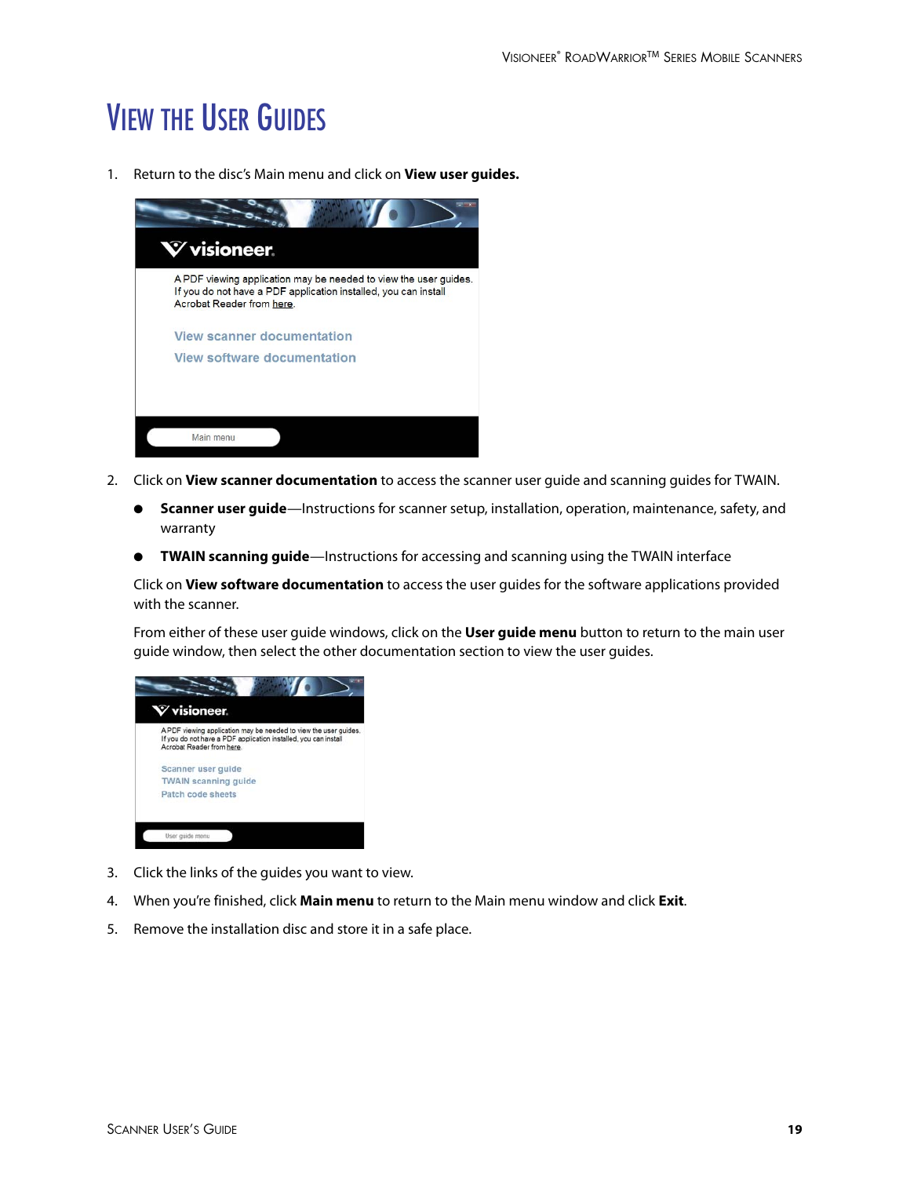# View the User Guides

1. Return to the disc's Main menu and click on **View user guides.**

2. Click on **View scanner documentation** to access the scanner user guide and scanning guides for TWAIN.

   - **Scanner user guide**—Instructions for scanner setup, installation, operation, maintenance, safety, and warranty
   - **TWAIN scanning guide**—Instructions for accessing and scanning using the TWAIN interface

   Click on **View software documentation** to access the user guides for the software applications provided with the scanner.

   From either of these user guide windows, click on the **User guide menu** button to return to the main user guide window, then select the other documentation section to view the user guides.

3. Click the links of the guides you want to view.
4. When you're finished, click **Main menu** to return to the Main menu window and click **Exit**.
5. Remove the installation disc and store it in a safe place.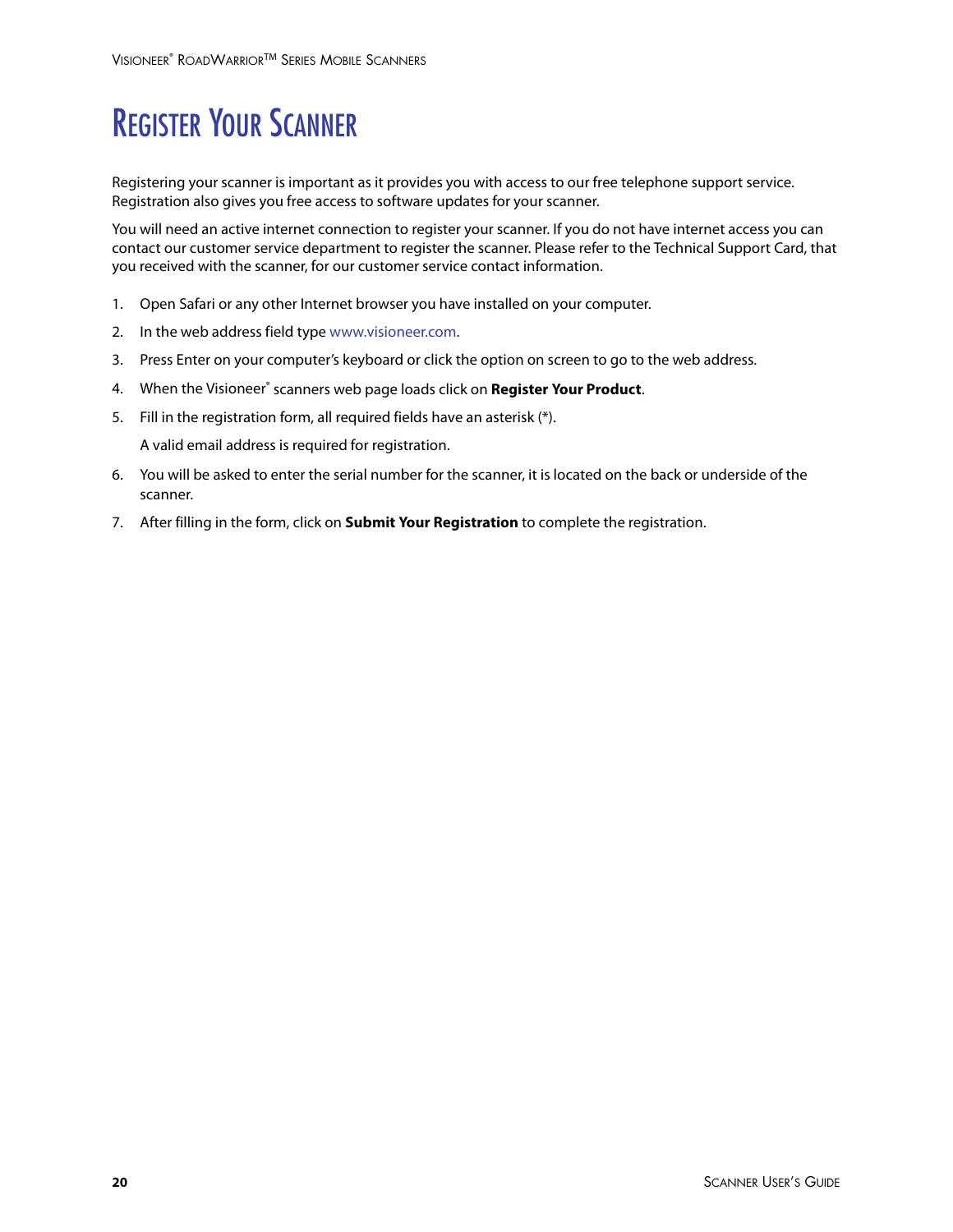# Register Your Scanner

Registering your scanner is important as it provides you with access to our free telephone support service. Registration also gives you free access to software updates for your scanner.

You will need an active internet connection to register your scanner. If you do not have internet access you can contact our customer service department to register the scanner. Please refer to the Technical Support Card, that you received with the scanner, for our customer service contact information.

1. Open Safari or any other Internet browser you have installed on your computer.
2. In the web address field type www.visioneer.com.
3. Press Enter on your computer's keyboard or click the option on screen to go to the web address.
4. When the Visioneer® scanners web page loads click on **Register Your Product**.
5. Fill in the registration form, all required fields have an asterisk (*).

   A valid email address is required for registration.
6. You will be asked to enter the serial number for the scanner, it is located on the back or underside of the scanner.
7. After filling in the form, click on **Submit Your Registration** to complete the registration.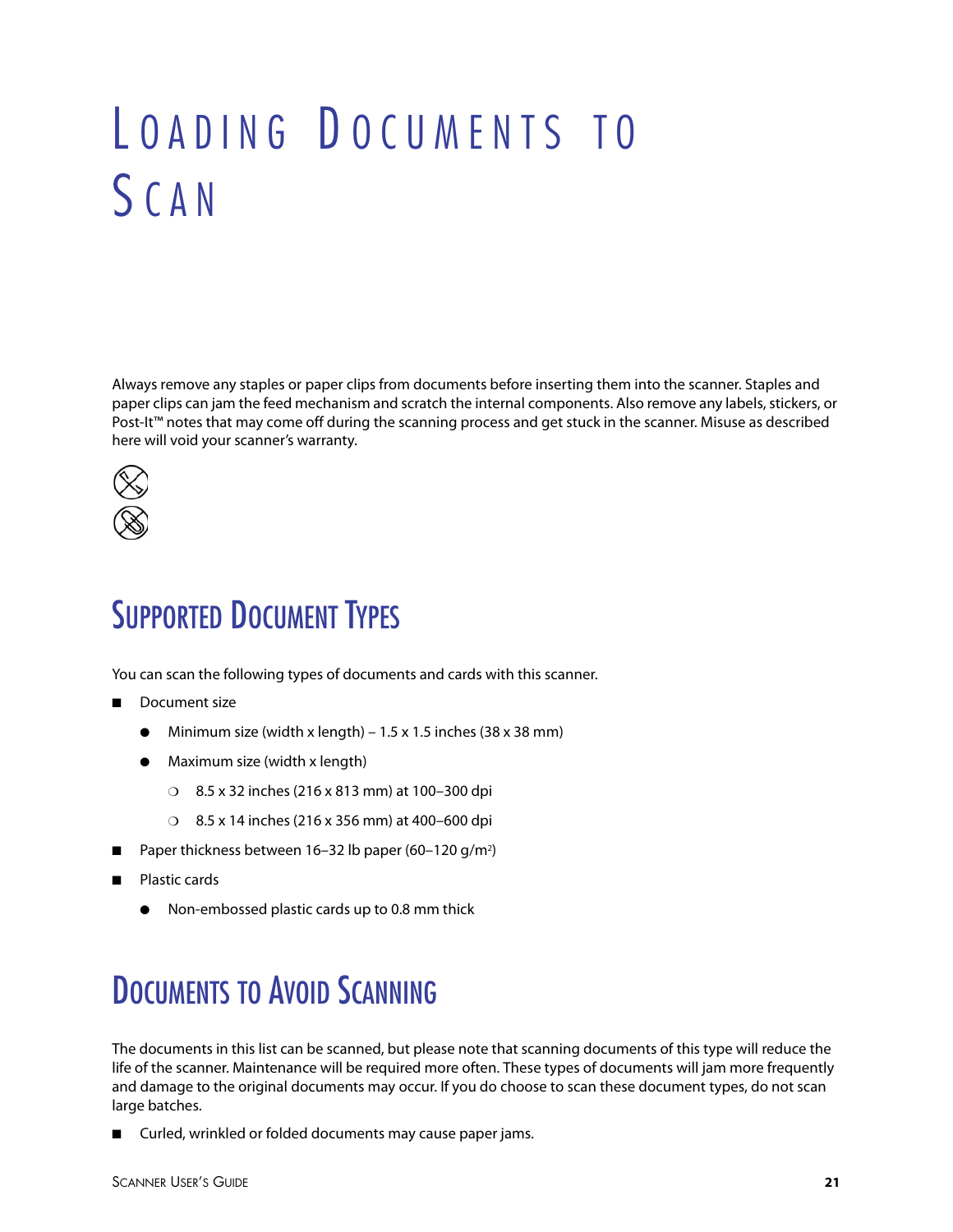# Loading Documents to Scan

Always remove any staples or paper clips from documents before inserting them into the scanner. Staples and paper clips can jam the feed mechanism and scratch the internal components. Also remove any labels, stickers, or Post-It™ notes that may come off during the scanning process and get stuck in the scanner. Misuse as described here will void your scanner's warranty.

## Supported Document Types

You can scan the following types of documents and cards with this scanner.

- Document size
  - Minimum size (width x length) – 1.5 x 1.5 inches (38 x 38 mm)
  - Maximum size (width x length)
    - 8.5 x 32 inches (216 x 813 mm) at 100–300 dpi
    - 8.5 x 14 inches (216 x 356 mm) at 400–600 dpi
- Paper thickness between 16–32 lb paper (60–120 g/$m^2$)
- Plastic cards
  - Non-embossed plastic cards up to 0.8 mm thick

## Documents to Avoid Scanning

The documents in this list can be scanned, but please note that scanning documents of this type will reduce the life of the scanner. Maintenance will be required more often. These types of documents will jam more frequently and damage to the original documents may occur. If you do choose to scan these document types, do not scan large batches.

- Curled, wrinkled or folded documents may cause paper jams.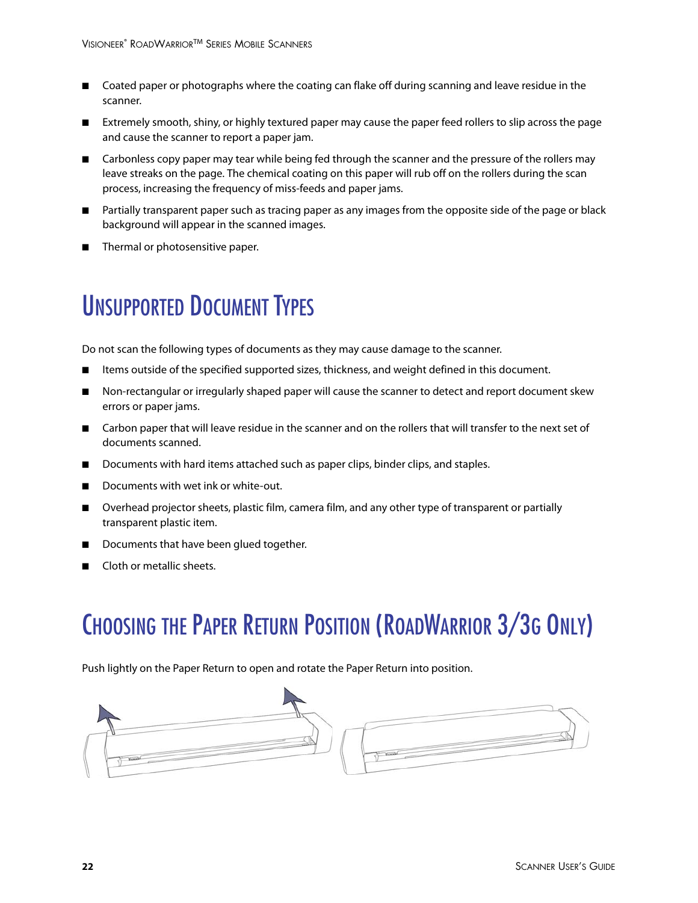- Coated paper or photographs where the coating can flake off during scanning and leave residue in the scanner.
- Extremely smooth, shiny, or highly textured paper may cause the paper feed rollers to slip across the page and cause the scanner to report a paper jam.
- Carbonless copy paper may tear while being fed through the scanner and the pressure of the rollers may leave streaks on the page. The chemical coating on this paper will rub off on the rollers during the scan process, increasing the frequency of miss-feeds and paper jams.
- Partially transparent paper such as tracing paper as any images from the opposite side of the page or black background will appear in the scanned images.
- Thermal or photosensitive paper.

# Unsupported Document Types

Do not scan the following types of documents as they may cause damage to the scanner.

- Items outside of the specified supported sizes, thickness, and weight defined in this document.
- Non-rectangular or irregularly shaped paper will cause the scanner to detect and report document skew errors or paper jams.
- Carbon paper that will leave residue in the scanner and on the rollers that will transfer to the next set of documents scanned.
- Documents with hard items attached such as paper clips, binder clips, and staples.
- Documents with wet ink or white-out.
- Overhead projector sheets, plastic film, camera film, and any other type of transparent or partially transparent plastic item.
- Documents that have been glued together.
- Cloth or metallic sheets.

# Choosing the Paper Return Position (RoadWarrior 3/3G Only)

Push lightly on the Paper Return to open and rotate the Paper Return into position.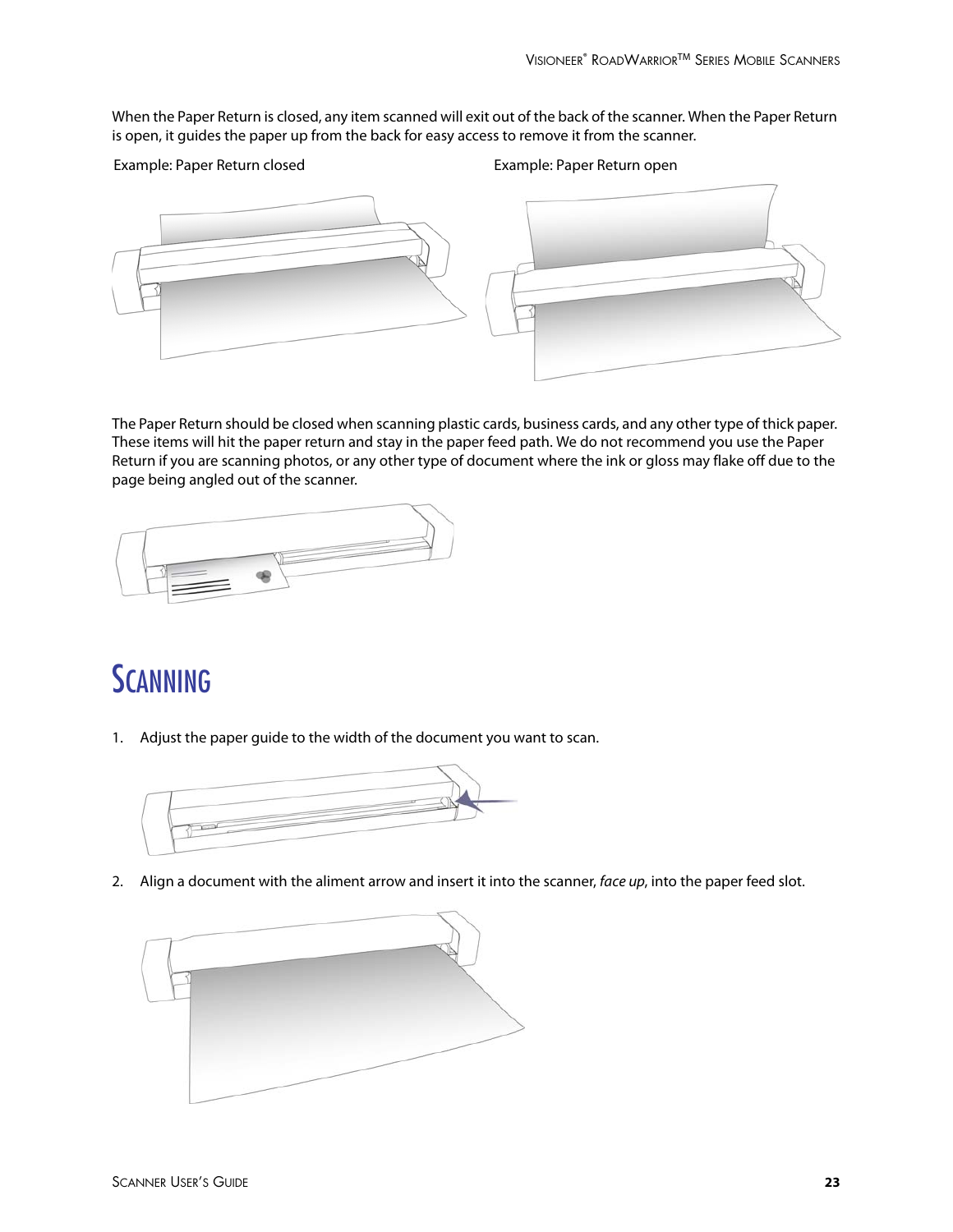When the Paper Return is closed, any item scanned will exit out of the back of the scanner. When the Paper Return is open, it guides the paper up from the back for easy access to remove it from the scanner.

Example: Paper Return closed

Example: Paper Return open

The Paper Return should be closed when scanning plastic cards, business cards, and any other type of thick paper. These items will hit the paper return and stay in the paper feed path. We do not recommend you use the Paper Return if you are scanning photos, or any other type of document where the ink or gloss may flake off due to the page being angled out of the scanner.

# Scanning

1. Adjust the paper guide to the width of the document you want to scan.

2. Align a document with the aliment arrow and insert it into the scanner, *face up*, into the paper feed slot.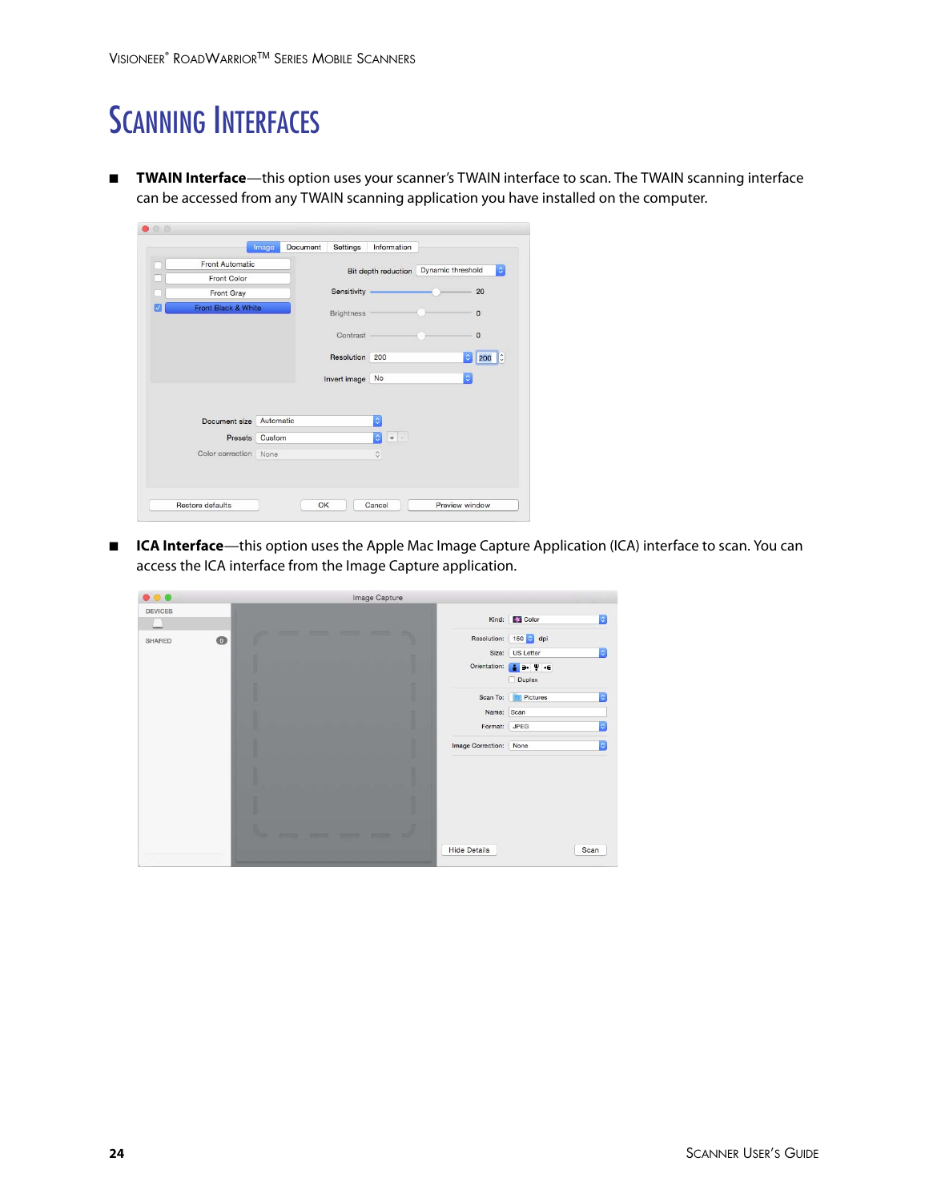# Scanning Interfaces

- **TWAIN Interface**—this option uses your scanner's TWAIN interface to scan. The TWAIN scanning interface can be accessed from any TWAIN scanning application you have installed on the computer.

- **ICA Interface**—this option uses the Apple Mac Image Capture Application (ICA) interface to scan. You can access the ICA interface from the Image Capture application.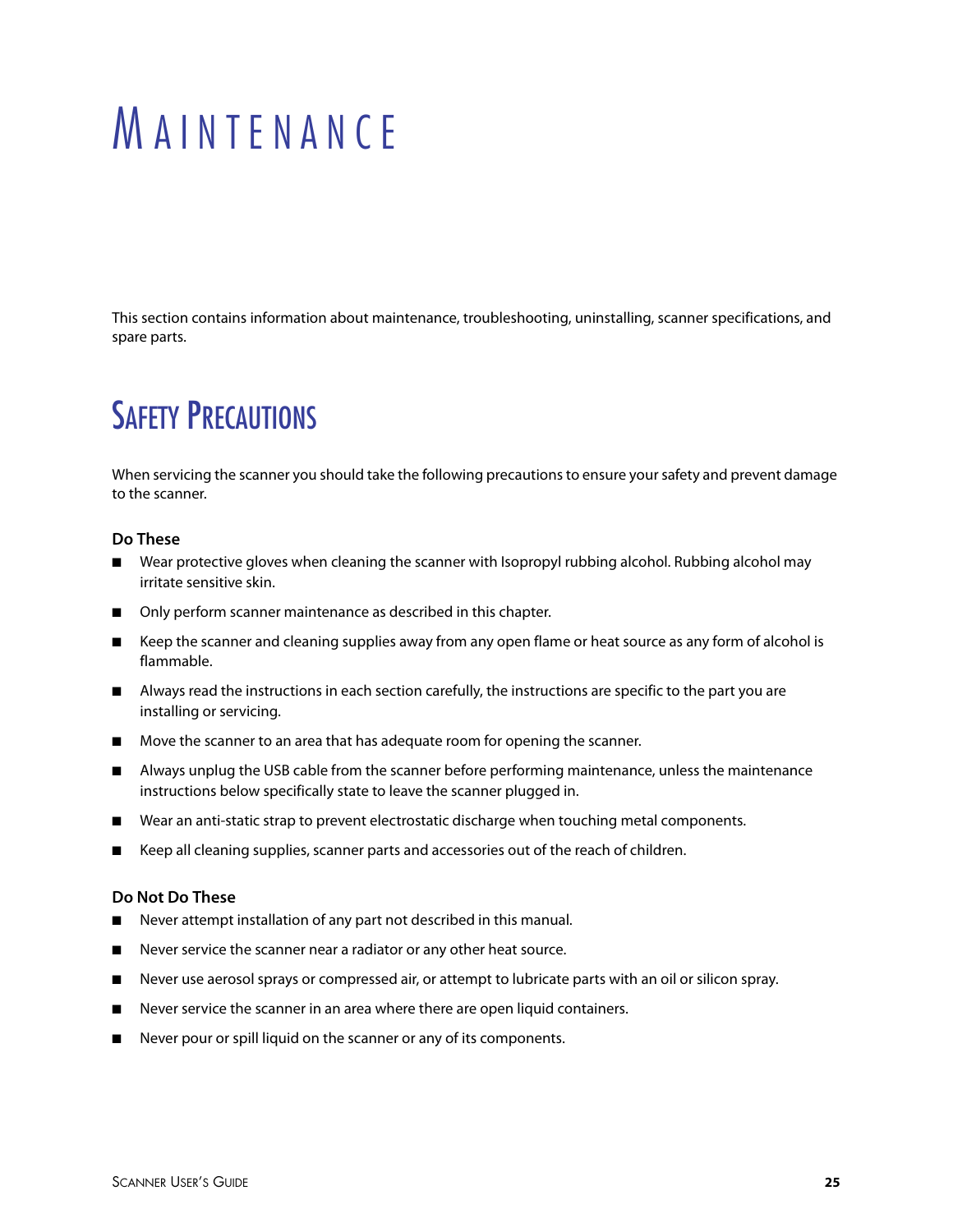# Maintenance

This section contains information about maintenance, troubleshooting, uninstalling, scanner specifications, and spare parts.

## Safety Precautions

When servicing the scanner you should take the following precautions to ensure your safety and prevent damage to the scanner.

### Do These

- Wear protective gloves when cleaning the scanner with Isopropyl rubbing alcohol. Rubbing alcohol may irritate sensitive skin.
- Only perform scanner maintenance as described in this chapter.
- Keep the scanner and cleaning supplies away from any open flame or heat source as any form of alcohol is flammable.
- Always read the instructions in each section carefully, the instructions are specific to the part you are installing or servicing.
- Move the scanner to an area that has adequate room for opening the scanner.
- Always unplug the USB cable from the scanner before performing maintenance, unless the maintenance instructions below specifically state to leave the scanner plugged in.
- Wear an anti-static strap to prevent electrostatic discharge when touching metal components.
- Keep all cleaning supplies, scanner parts and accessories out of the reach of children.

### Do Not Do These

- Never attempt installation of any part not described in this manual.
- Never service the scanner near a radiator or any other heat source.
- Never use aerosol sprays or compressed air, or attempt to lubricate parts with an oil or silicon spray.
- Never service the scanner in an area where there are open liquid containers.
- Never pour or spill liquid on the scanner or any of its components.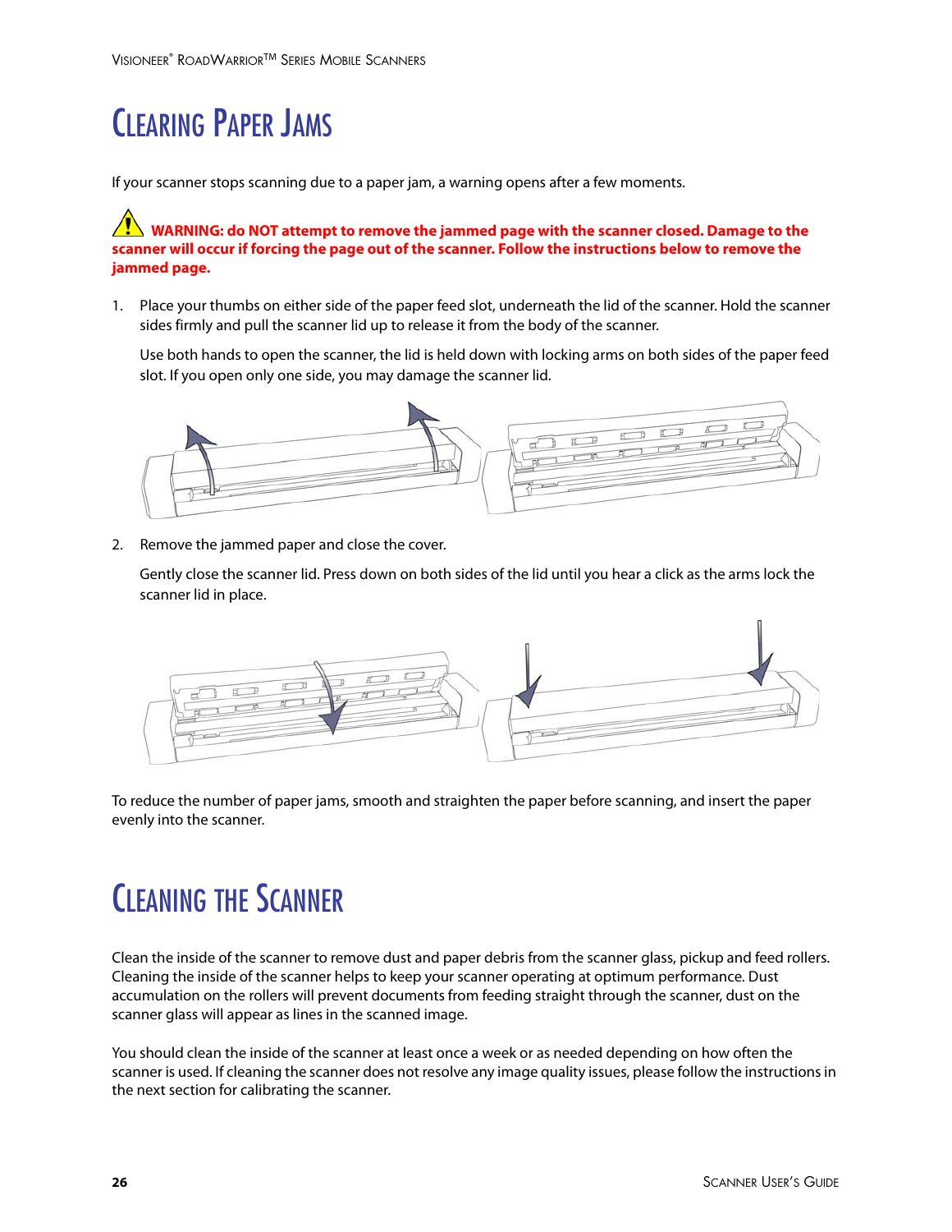# Clearing Paper Jams

If your scanner stops scanning due to a paper jam, a warning opens after a few moments.

**WARNING: do NOT attempt to remove the jammed page with the scanner closed. Damage to the scanner will occur if forcing the page out of the scanner. Follow the instructions below to remove the jammed page.**

1. Place your thumbs on either side of the paper feed slot, underneath the lid of the scanner. Hold the scanner sides firmly and pull the scanner lid up to release it from the body of the scanner.

   Use both hands to open the scanner, the lid is held down with locking arms on both sides of the paper feed slot. If you open only one side, you may damage the scanner lid.

2. Remove the jammed paper and close the cover.

   Gently close the scanner lid. Press down on both sides of the lid until you hear a click as the arms lock the scanner lid in place.

To reduce the number of paper jams, smooth and straighten the paper before scanning, and insert the paper evenly into the scanner.

# Cleaning the Scanner

Clean the inside of the scanner to remove dust and paper debris from the scanner glass, pickup and feed rollers. Cleaning the inside of the scanner helps to keep your scanner operating at optimum performance. Dust accumulation on the rollers will prevent documents from feeding straight through the scanner, dust on the scanner glass will appear as lines in the scanned image.

You should clean the inside of the scanner at least once a week or as needed depending on how often the scanner is used. If cleaning the scanner does not resolve any image quality issues, please follow the instructions in the next section for calibrating the scanner.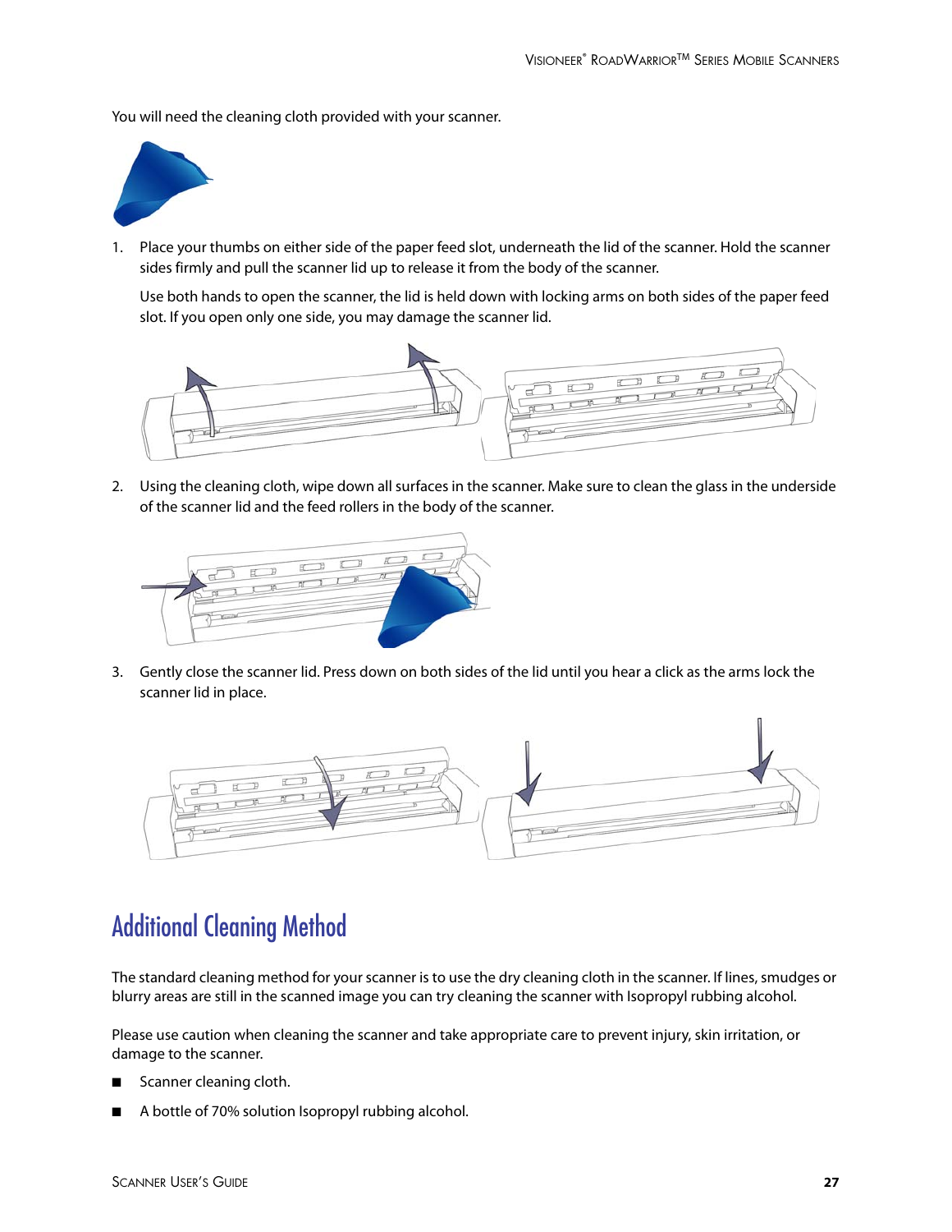You will need the cleaning cloth provided with your scanner.

1. Place your thumbs on either side of the paper feed slot, underneath the lid of the scanner. Hold the scanner sides firmly and pull the scanner lid up to release it from the body of the scanner.

   Use both hands to open the scanner, the lid is held down with locking arms on both sides of the paper feed slot. If you open only one side, you may damage the scanner lid.

2. Using the cleaning cloth, wipe down all surfaces in the scanner. Make sure to clean the glass in the underside of the scanner lid and the feed rollers in the body of the scanner.

3. Gently close the scanner lid. Press down on both sides of the lid until you hear a click as the arms lock the scanner lid in place.

## Additional Cleaning Method

The standard cleaning method for your scanner is to use the dry cleaning cloth in the scanner. If lines, smudges or blurry areas are still in the scanned image you can try cleaning the scanner with Isopropyl rubbing alcohol.

Please use caution when cleaning the scanner and take appropriate care to prevent injury, skin irritation, or damage to the scanner.

- Scanner cleaning cloth.
- A bottle of 70% solution Isopropyl rubbing alcohol.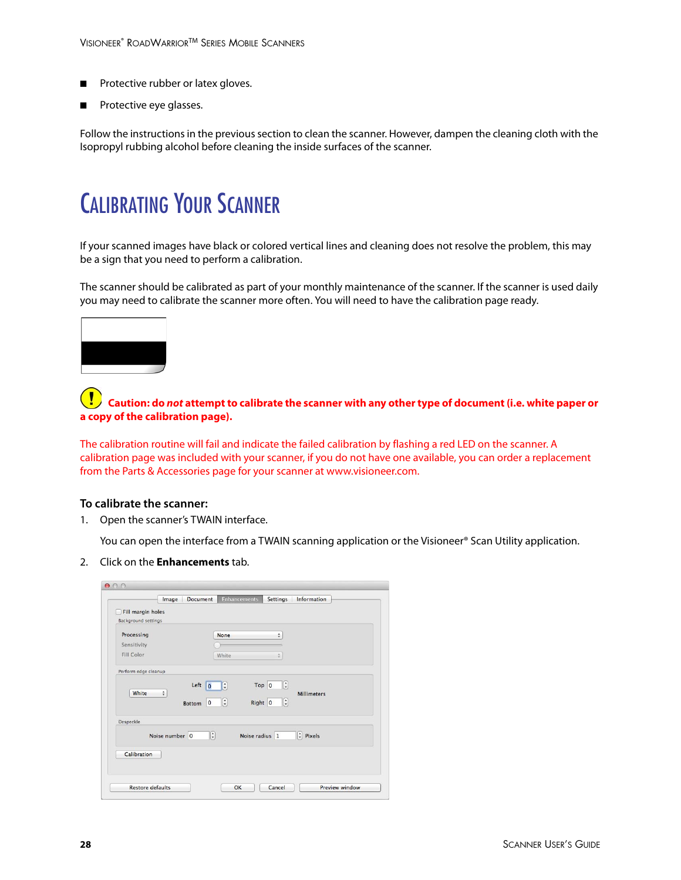- Protective rubber or latex gloves.
- Protective eye glasses.

Follow the instructions in the previous section to clean the scanner. However, dampen the cleaning cloth with the Isopropyl rubbing alcohol before cleaning the inside surfaces of the scanner.

# Calibrating Your Scanner

If your scanned images have black or colored vertical lines and cleaning does not resolve the problem, this may be a sign that you need to perform a calibration.

The scanner should be calibrated as part of your monthly maintenance of the scanner. If the scanner is used daily you may need to calibrate the scanner more often. You will need to have the calibration page ready.

**Caution: do *not* attempt to calibrate the scanner with any other type of document (i.e. white paper or a copy of the calibration page).**

The calibration routine will fail and indicate the failed calibration by flashing a red LED on the scanner. A calibration page was included with your scanner, if you do not have one available, you can order a replacement from the Parts & Accessories page for your scanner at www.visioneer.com.

**To calibrate the scanner:**

1. Open the scanner's TWAIN interface.

   You can open the interface from a TWAIN scanning application or the Visioneer® Scan Utility application.

2. Click on the **Enhancements** tab.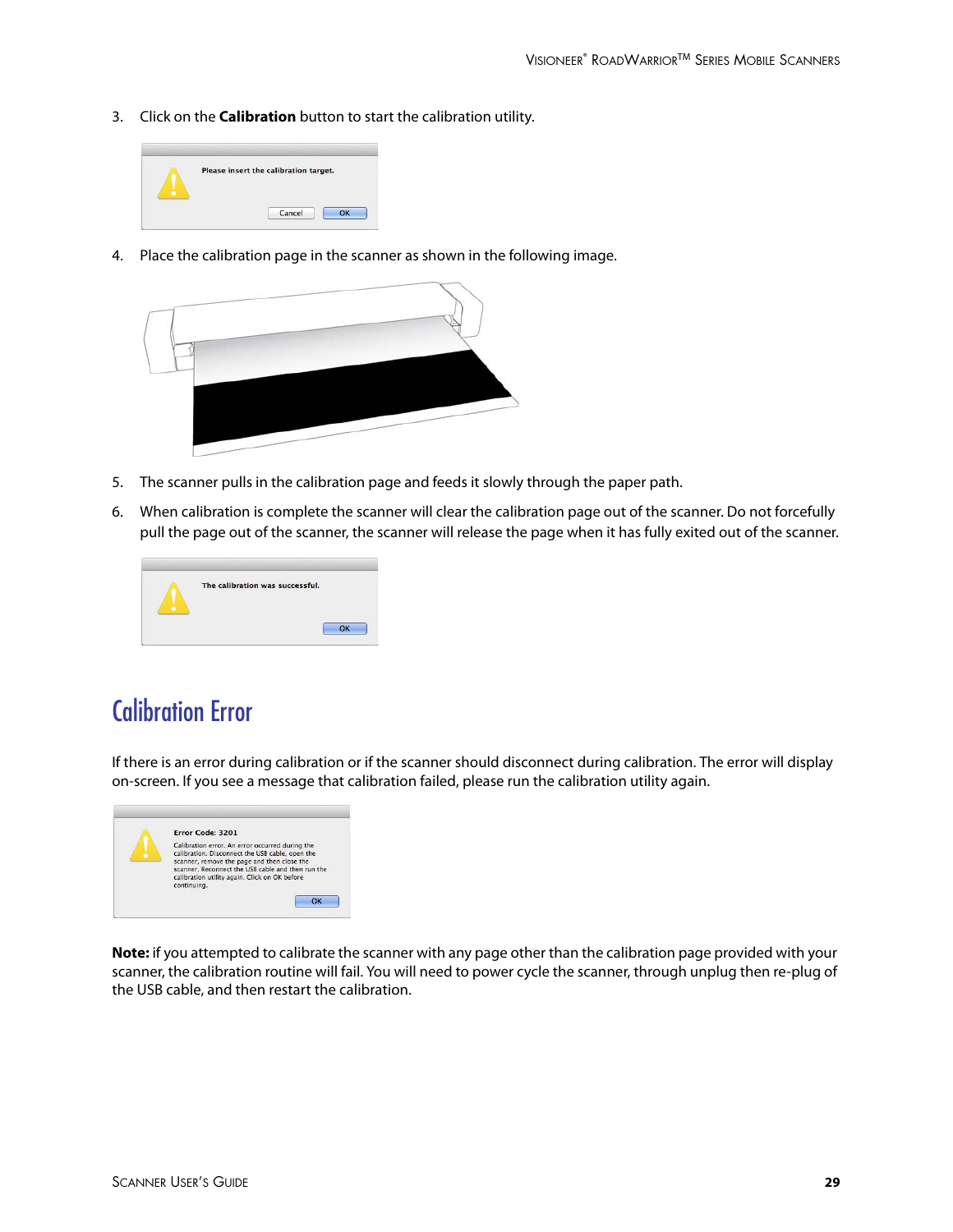3. Click on the **Calibration** button to start the calibration utility.

4. Place the calibration page in the scanner as shown in the following image.

5. The scanner pulls in the calibration page and feeds it slowly through the paper path.

6. When calibration is complete the scanner will clear the calibration page out of the scanner. Do not forcefully pull the page out of the scanner, the scanner will release the page when it has fully exited out of the scanner.

## Calibration Error

If there is an error during calibration or if the scanner should disconnect during calibration. The error will display on-screen. If you see a message that calibration failed, please run the calibration utility again.

**Note:** if you attempted to calibrate the scanner with any page other than the calibration page provided with your scanner, the calibration routine will fail. You will need to power cycle the scanner, through unplug then re-plug of the USB cable, and then restart the calibration.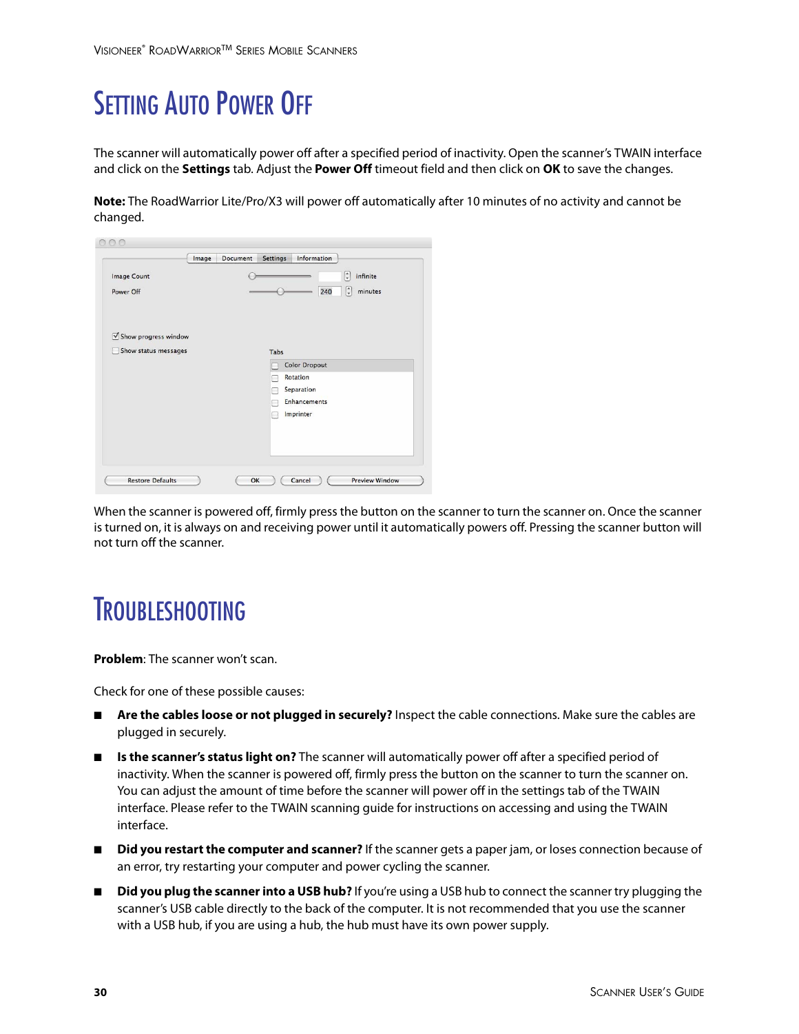# Setting Auto Power Off

The scanner will automatically power off after a specified period of inactivity. Open the scanner's TWAIN interface and click on the **Settings** tab. Adjust the **Power Off** timeout field and then click on **OK** to save the changes.

**Note:** The RoadWarrior Lite/Pro/X3 will power off automatically after 10 minutes of no activity and cannot be changed.

When the scanner is powered off, firmly press the button on the scanner to turn the scanner on. Once the scanner is turned on, it is always on and receiving power until it automatically powers off. Pressing the scanner button will not turn off the scanner.

# Troubleshooting

**Problem**: The scanner won't scan.

Check for one of these possible causes:

- **Are the cables loose or not plugged in securely?** Inspect the cable connections. Make sure the cables are plugged in securely.
- **Is the scanner's status light on?** The scanner will automatically power off after a specified period of inactivity. When the scanner is powered off, firmly press the button on the scanner to turn the scanner on. You can adjust the amount of time before the scanner will power off in the settings tab of the TWAIN interface. Please refer to the TWAIN scanning guide for instructions on accessing and using the TWAIN interface.
- **Did you restart the computer and scanner?** If the scanner gets a paper jam, or loses connection because of an error, try restarting your computer and power cycling the scanner.
- **Did you plug the scanner into a USB hub?** If you're using a USB hub to connect the scanner try plugging the scanner's USB cable directly to the back of the computer. It is not recommended that you use the scanner with a USB hub, if you are using a hub, the hub must have its own power supply.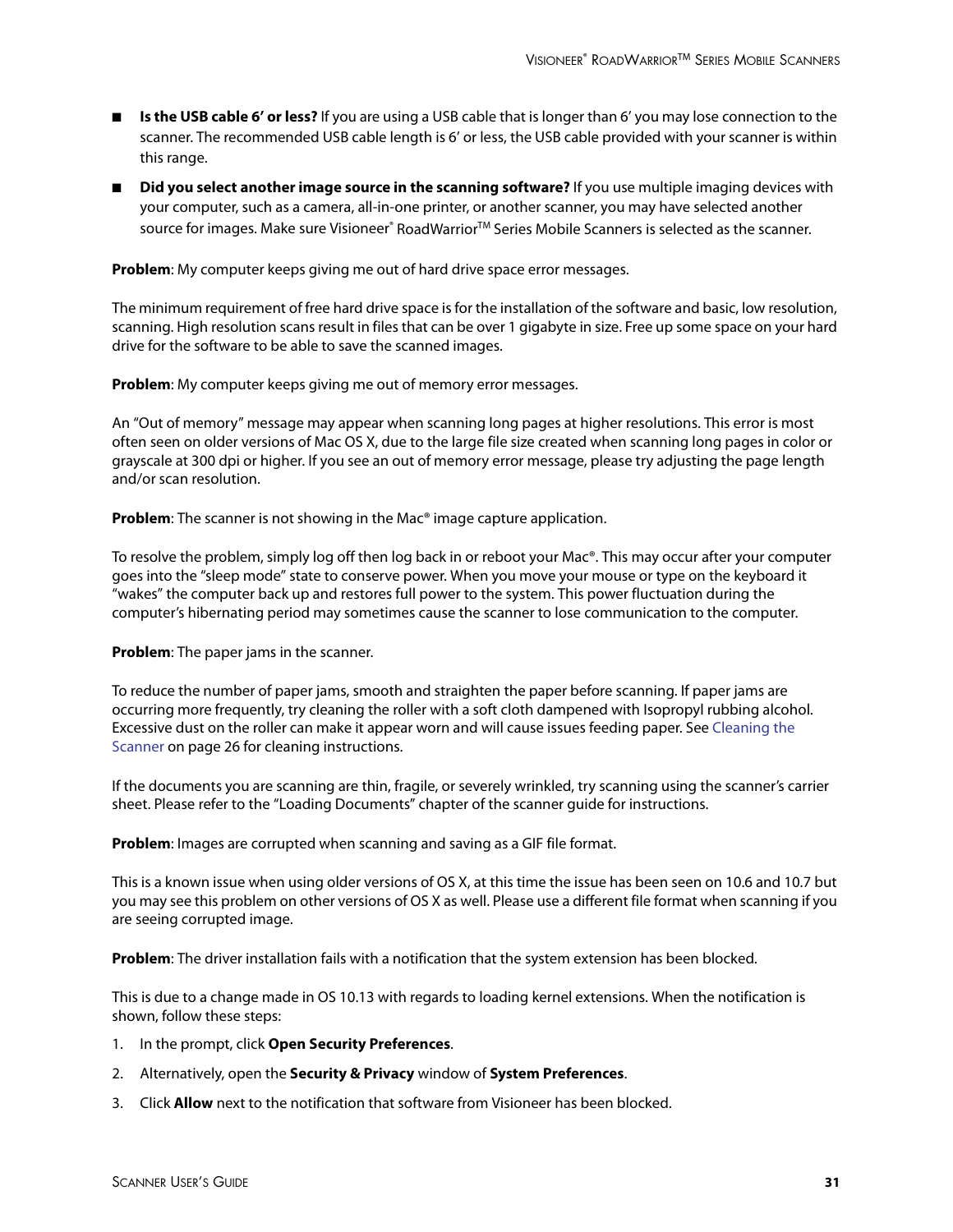- **Is the USB cable 6’ or less?** If you are using a USB cable that is longer than 6’ you may lose connection to the scanner. The recommended USB cable length is 6’ or less, the USB cable provided with your scanner is within this range.
- **Did you select another image source in the scanning software?** If you use multiple imaging devices with your computer, such as a camera, all-in-one printer, or another scanner, you may have selected another source for images. Make sure Visioneer® RoadWarrior™ Series Mobile Scanners is selected as the scanner.

**Problem**: My computer keeps giving me out of hard drive space error messages.

The minimum requirement of free hard drive space is for the installation of the software and basic, low resolution, scanning. High resolution scans result in files that can be over 1 gigabyte in size. Free up some space on your hard drive for the software to be able to save the scanned images.

**Problem**: My computer keeps giving me out of memory error messages.

An “Out of memory” message may appear when scanning long pages at higher resolutions. This error is most often seen on older versions of Mac OS X, due to the large file size created when scanning long pages in color or grayscale at 300 dpi or higher. If you see an out of memory error message, please try adjusting the page length and/or scan resolution.

**Problem**: The scanner is not showing in the Mac® image capture application.

To resolve the problem, simply log off then log back in or reboot your Mac®. This may occur after your computer goes into the “sleep mode” state to conserve power. When you move your mouse or type on the keyboard it “wakes” the computer back up and restores full power to the system. This power fluctuation during the computer’s hibernating period may sometimes cause the scanner to lose communication to the computer.

**Problem**: The paper jams in the scanner.

To reduce the number of paper jams, smooth and straighten the paper before scanning. If paper jams are occurring more frequently, try cleaning the roller with a soft cloth dampened with Isopropyl rubbing alcohol. Excessive dust on the roller can make it appear worn and will cause issues feeding paper. See Cleaning the Scanner on page 26 for cleaning instructions.

If the documents you are scanning are thin, fragile, or severely wrinkled, try scanning using the scanner’s carrier sheet. Please refer to the “Loading Documents” chapter of the scanner guide for instructions.

**Problem**: Images are corrupted when scanning and saving as a GIF file format.

This is a known issue when using older versions of OS X, at this time the issue has been seen on 10.6 and 10.7 but you may see this problem on other versions of OS X as well. Please use a different file format when scanning if you are seeing corrupted image.

**Problem**: The driver installation fails with a notification that the system extension has been blocked.

This is due to a change made in OS 10.13 with regards to loading kernel extensions. When the notification is shown, follow these steps:

1. In the prompt, click **Open Security Preferences**.
2. Alternatively, open the **Security & Privacy** window of **System Preferences**.
3. Click **Allow** next to the notification that software from Visioneer has been blocked.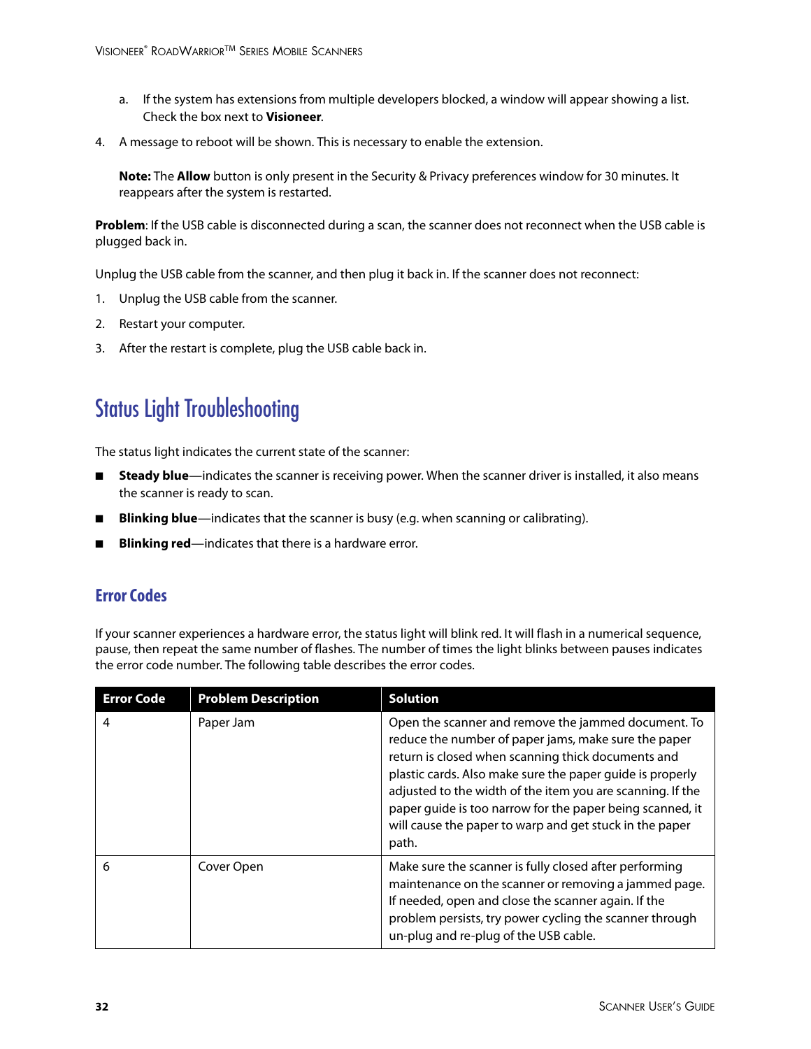a. If the system has extensions from multiple developers blocked, a window will appear showing a list. Check the box next to **Visioneer**.

4. A message to reboot will be shown. This is necessary to enable the extension.

   **Note:** The **Allow** button is only present in the Security & Privacy preferences window for 30 minutes. It reappears after the system is restarted.

**Problem**: If the USB cable is disconnected during a scan, the scanner does not reconnect when the USB cable is plugged back in.

Unplug the USB cable from the scanner, and then plug it back in. If the scanner does not reconnect:

1. Unplug the USB cable from the scanner.
2. Restart your computer.
3. After the restart is complete, plug the USB cable back in.

# Status Light Troubleshooting

The status light indicates the current state of the scanner:

- **Steady blue**—indicates the scanner is receiving power. When the scanner driver is installed, it also means the scanner is ready to scan.
- **Blinking blue**—indicates that the scanner is busy (e.g. when scanning or calibrating).
- **Blinking red**—indicates that there is a hardware error.

## Error Codes

If your scanner experiences a hardware error, the status light will blink red. It will flash in a numerical sequence, pause, then repeat the same number of flashes. The number of times the light blinks between pauses indicates the error code number. The following table describes the error codes.

| Error Code | Problem Description | Solution |
|---|---|---|
| 4 | Paper Jam | Open the scanner and remove the jammed document. To reduce the number of paper jams, make sure the paper return is closed when scanning thick documents and plastic cards. Also make sure the paper guide is properly adjusted to the width of the item you are scanning. If the paper guide is too narrow for the paper being scanned, it will cause the paper to warp and get stuck in the paper path. |
| 6 | Cover Open | Make sure the scanner is fully closed after performing maintenance on the scanner or removing a jammed page. If needed, open and close the scanner again. If the problem persists, try power cycling the scanner through un-plug and re-plug of the USB cable. |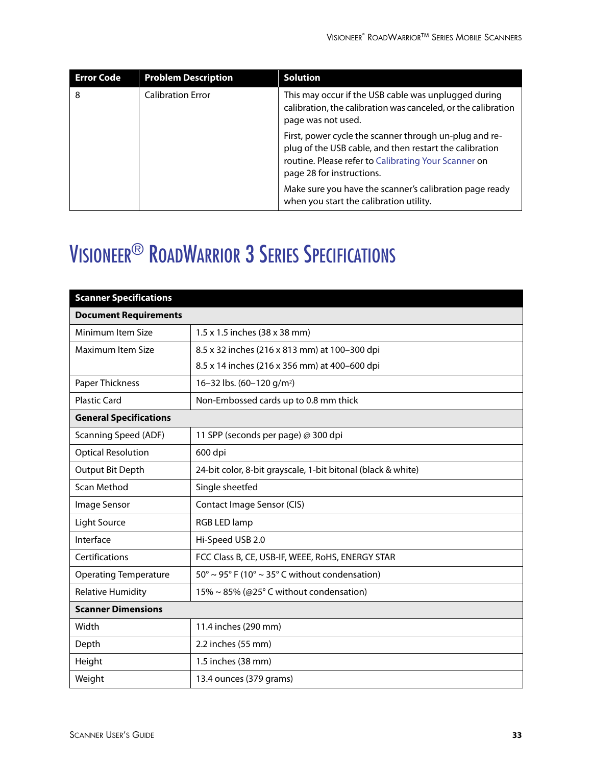| Error Code | Problem Description | Solution |
|---|---|---|
| 8 | Calibration Error | This may occur if the USB cable was unplugged during calibration, the calibration was canceled, or the calibration page was not used.<br><br>First, power cycle the scanner through un-plug and re-plug of the USB cable, and then restart the calibration routine. Please refer to Calibrating Your Scanner on page 28 for instructions.<br><br>Make sure you have the scanner's calibration page ready when you start the calibration utility. |

# Visioneer® RoadWarrior 3 Series Specifications

| Scanner Specifications | |
|---|---|
| **Document Requirements** | |
| Minimum Item Size | 1.5 x 1.5 inches (38 x 38 mm) |
| Maximum Item Size | 8.5 x 32 inches (216 x 813 mm) at 100–300 dpi<br>8.5 x 14 inches (216 x 356 mm) at 400–600 dpi |
| Paper Thickness | 16–32 lbs. (60–120 g/$m^2$) |
| Plastic Card | Non-Embossed cards up to 0.8 mm thick |
| **General Specifications** | |
| Scanning Speed (ADF) | 11 SPP (seconds per page) @ 300 dpi |
| Optical Resolution | 600 dpi |
| Output Bit Depth | 24-bit color, 8-bit grayscale, 1-bit bitonal (black & white) |
| Scan Method | Single sheetfed |
| Image Sensor | Contact Image Sensor (CIS) |
| Light Source | RGB LED lamp |
| Interface | Hi-Speed USB 2.0 |
| Certifications | FCC Class B, CE, USB-IF, WEEE, RoHS, ENERGY STAR |
| Operating Temperature | 50° ~ 95° F (10° ~ 35° C without condensation) |
| Relative Humidity | 15% ~ 85% (@25° C without condensation) |
| **Scanner Dimensions** | |
| Width | 11.4 inches (290 mm) |
| Depth | 2.2 inches (55 mm) |
| Height | 1.5 inches (38 mm) |
| Weight | 13.4 ounces (379 grams) |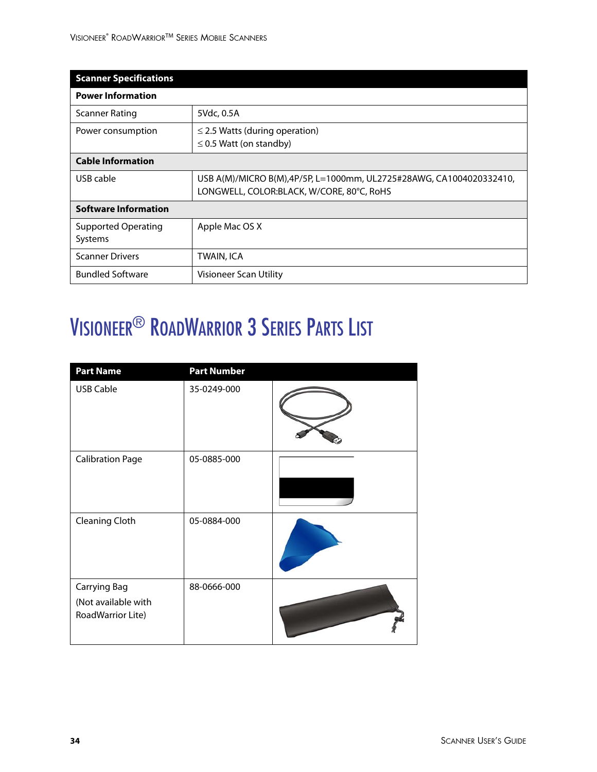| Scanner Specifications | |
|---|---|
| **Power Information** | |
| Scanner Rating | 5Vdc, 0.5A |
| Power consumption | ≤ 2.5 Watts (during operation)<br>≤ 0.5 Watt (on standby) |
| **Cable Information** | |
| USB cable | USB A(M)/MICRO B(M),4P/5P, L=1000mm, UL2725#28AWG, CA1004020332410, LONGWELL, COLOR:BLACK, W/CORE, 80°C, RoHS |
| **Software Information** | |
| Supported Operating Systems | Apple Mac OS X |
| Scanner Drivers | TWAIN, ICA |
| Bundled Software | Visioneer Scan Utility |

# Visioneer® RoadWarrior 3 Series Parts List

| Part Name | Part Number | |
|---|---|---|
| USB Cable | 35-0249-000 | |
| Calibration Page | 05-0885-000 | |
| Cleaning Cloth | 05-0884-000 | |
| Carrying Bag<br>(Not available with RoadWarrior Lite) | 88-0666-000 | |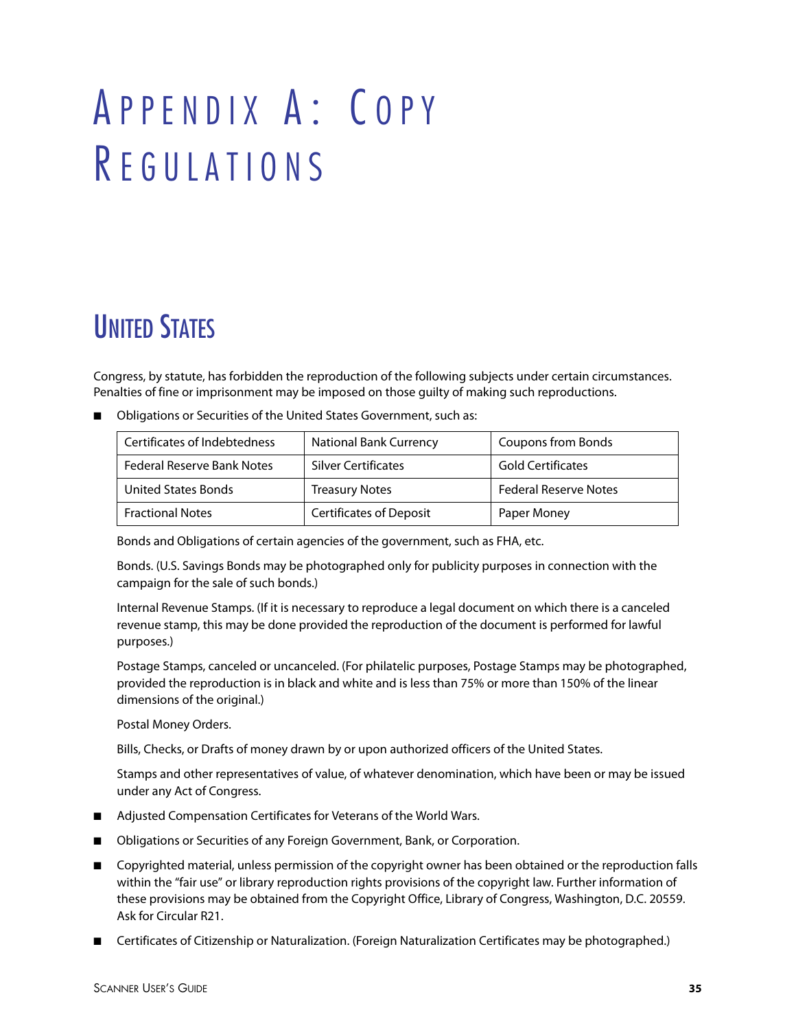# Appendix A: Copy Regulations

## United States

Congress, by statute, has forbidden the reproduction of the following subjects under certain circumstances. Penalties of fine or imprisonment may be imposed on those guilty of making such reproductions.

- Obligations or Securities of the United States Government, such as:

| Certificates of Indebtedness | National Bank Currency | Coupons from Bonds |
|---|---|---|
| Federal Reserve Bank Notes | Silver Certificates | Gold Certificates |
| United States Bonds | Treasury Notes | Federal Reserve Notes |
| Fractional Notes | Certificates of Deposit | Paper Money |

  Bonds and Obligations of certain agencies of the government, such as FHA, etc.

  Bonds. (U.S. Savings Bonds may be photographed only for publicity purposes in connection with the campaign for the sale of such bonds.)

  Internal Revenue Stamps. (If it is necessary to reproduce a legal document on which there is a canceled revenue stamp, this may be done provided the reproduction of the document is performed for lawful purposes.)

  Postage Stamps, canceled or uncanceled. (For philatelic purposes, Postage Stamps may be photographed, provided the reproduction is in black and white and is less than 75% or more than 150% of the linear dimensions of the original.)

  Postal Money Orders.

  Bills, Checks, or Drafts of money drawn by or upon authorized officers of the United States.

  Stamps and other representatives of value, of whatever denomination, which have been or may be issued under any Act of Congress.

- Adjusted Compensation Certificates for Veterans of the World Wars.
- Obligations or Securities of any Foreign Government, Bank, or Corporation.
- Copyrighted material, unless permission of the copyright owner has been obtained or the reproduction falls within the "fair use" or library reproduction rights provisions of the copyright law. Further information of these provisions may be obtained from the Copyright Office, Library of Congress, Washington, D.C. 20559. Ask for Circular R21.
- Certificates of Citizenship or Naturalization. (Foreign Naturalization Certificates may be photographed.)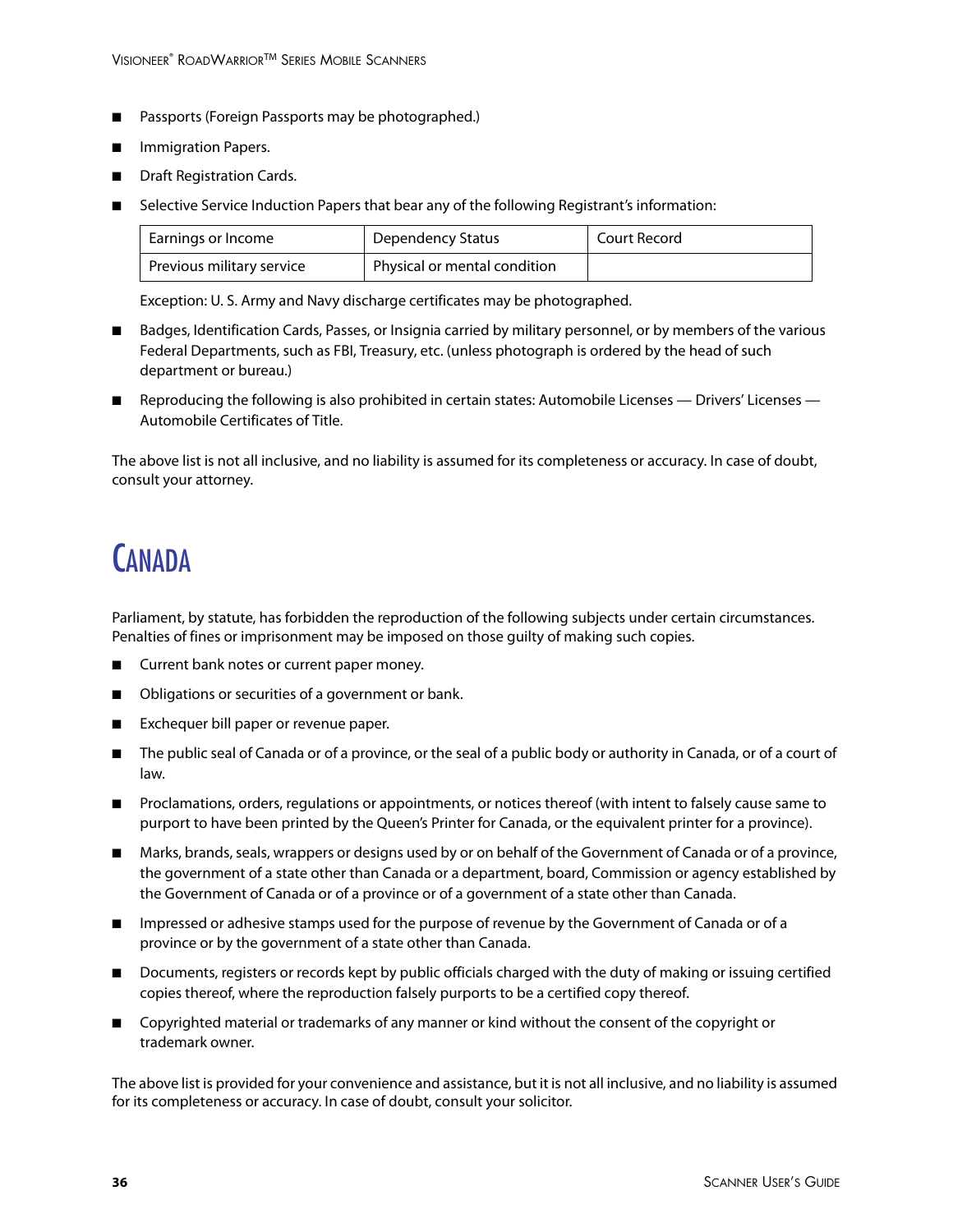- Passports (Foreign Passports may be photographed.)
- Immigration Papers.
- Draft Registration Cards.
- Selective Service Induction Papers that bear any of the following Registrant's information:

| Earnings or Income | Dependency Status | Court Record |
|---|---|---|
| Previous military service | Physical or mental condition | |

  Exception: U. S. Army and Navy discharge certificates may be photographed.

- Badges, Identification Cards, Passes, or Insignia carried by military personnel, or by members of the various Federal Departments, such as FBI, Treasury, etc. (unless photograph is ordered by the head of such department or bureau.)
- Reproducing the following is also prohibited in certain states: Automobile Licenses — Drivers' Licenses — Automobile Certificates of Title.

The above list is not all inclusive, and no liability is assumed for its completeness or accuracy. In case of doubt, consult your attorney.

# Canada

Parliament, by statute, has forbidden the reproduction of the following subjects under certain circumstances. Penalties of fines or imprisonment may be imposed on those guilty of making such copies.

- Current bank notes or current paper money.
- Obligations or securities of a government or bank.
- Exchequer bill paper or revenue paper.
- The public seal of Canada or of a province, or the seal of a public body or authority in Canada, or of a court of law.
- Proclamations, orders, regulations or appointments, or notices thereof (with intent to falsely cause same to purport to have been printed by the Queen's Printer for Canada, or the equivalent printer for a province).
- Marks, brands, seals, wrappers or designs used by or on behalf of the Government of Canada or of a province, the government of a state other than Canada or a department, board, Commission or agency established by the Government of Canada or of a province or of a government of a state other than Canada.
- Impressed or adhesive stamps used for the purpose of revenue by the Government of Canada or of a province or by the government of a state other than Canada.
- Documents, registers or records kept by public officials charged with the duty of making or issuing certified copies thereof, where the reproduction falsely purports to be a certified copy thereof.
- Copyrighted material or trademarks of any manner or kind without the consent of the copyright or trademark owner.

The above list is provided for your convenience and assistance, but it is not all inclusive, and no liability is assumed for its completeness or accuracy. In case of doubt, consult your solicitor.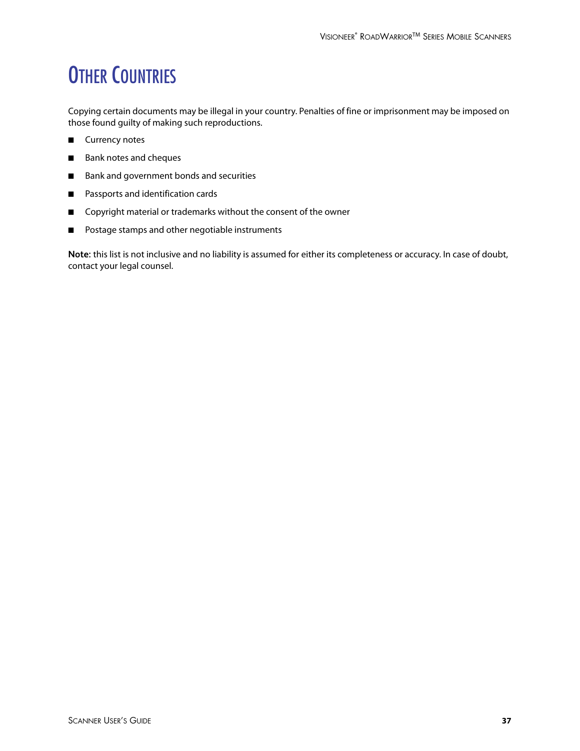# Other Countries

Copying certain documents may be illegal in your country. Penalties of fine or imprisonment may be imposed on those found guilty of making such reproductions.

- Currency notes
- Bank notes and cheques
- Bank and government bonds and securities
- Passports and identification cards
- Copyright material or trademarks without the consent of the owner
- Postage stamps and other negotiable instruments

**Note:** this list is not inclusive and no liability is assumed for either its completeness or accuracy. In case of doubt, contact your legal counsel.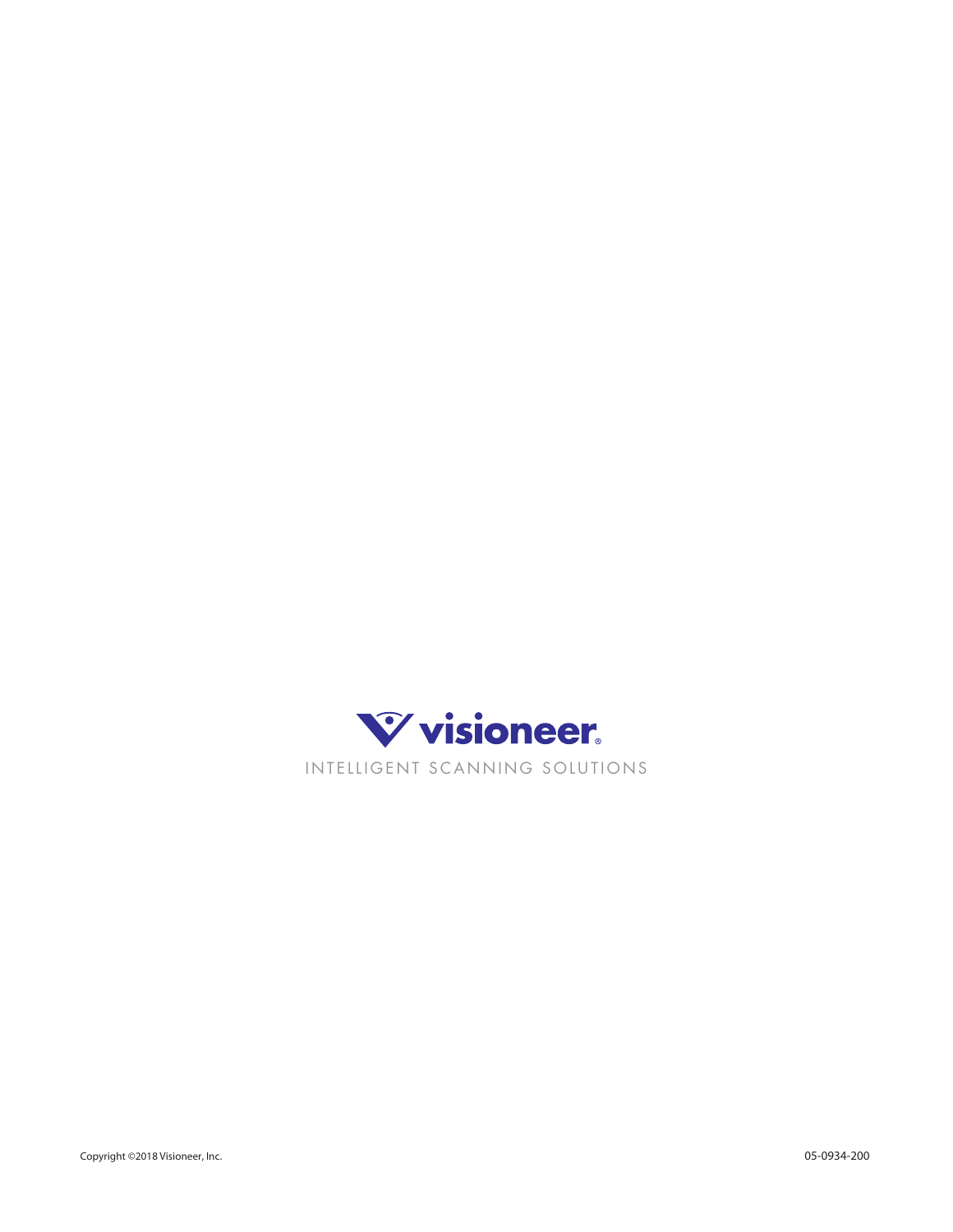visioneer®

INTELLIGENT SCANNING SOLUTIONS

Copyright ©2018 Visioneer, Inc.

05-0934-200